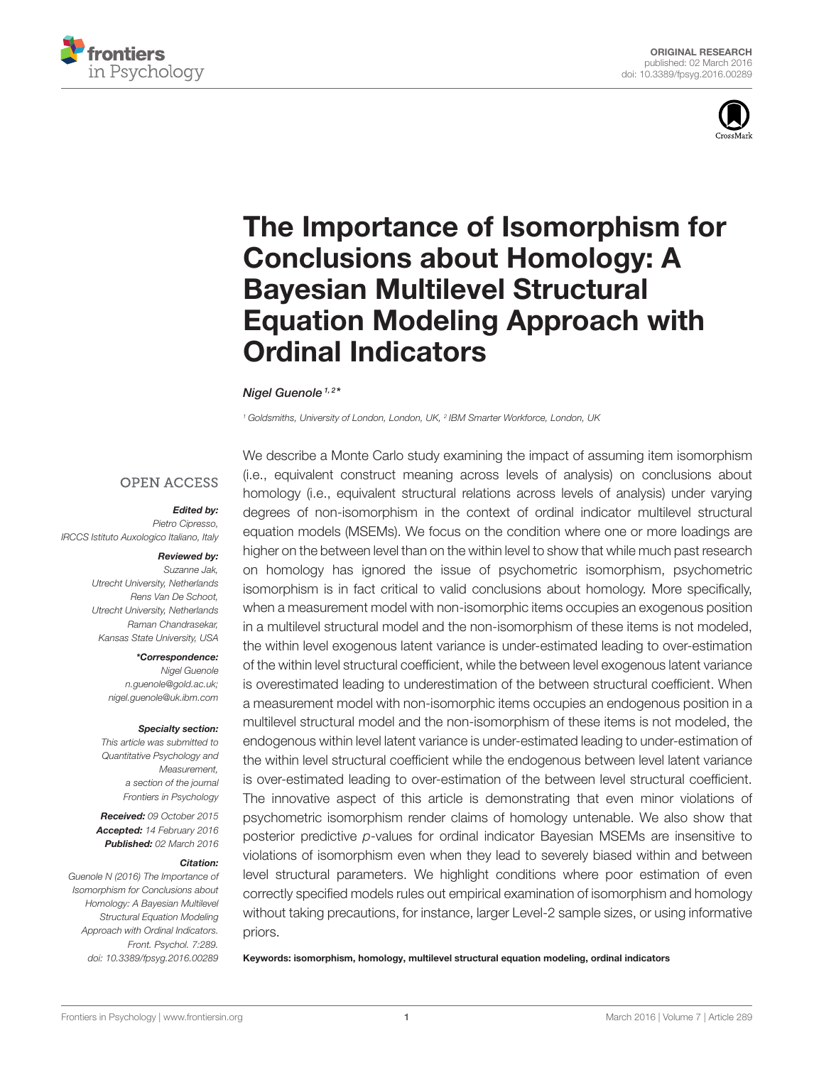ORIGINAL RESEARCH
published: 02 March 2016
doi: 10.3389/fpsyg.2016.00289

# The Importance of Isomorphism for Conclusions about Homology: A Bayesian Multilevel Structural Equation Modeling Approach with Ordinal Indicators

*Nigel Guenole* [1,2]*

[1] Goldsmiths, University of London, London, UK, [2] IBM Smarter Workforce, London, UK

OPEN ACCESS

***Edited by:***
Pietro Cipresso,
IRCCS Istituto Auxologico Italiano, Italy

***Reviewed by:***
Suzanne Jak,
Utrecht University, Netherlands
Rens Van De Schoot,
Utrecht University, Netherlands
Raman Chandrasekar,
Kansas State University, USA

***\*Correspondence:***
Nigel Guenole
n.guenole@gold.ac.uk;
nigel.guenole@uk.ibm.com

***Specialty section:***
This article was submitted to Quantitative Psychology and Measurement, a section of the journal Frontiers in Psychology

***Received:*** 09 October 2015
***Accepted:*** 14 February 2016
***Published:*** 02 March 2016

***Citation:***
Guenole N (2016) The Importance of Isomorphism for Conclusions about Homology: A Bayesian Multilevel Structural Equation Modeling Approach with Ordinal Indicators. Front. Psychol. 7:289. doi: 10.3389/fpsyg.2016.00289

We describe a Monte Carlo study examining the impact of assuming item isomorphism (i.e., equivalent construct meaning across levels of analysis) on conclusions about homology (i.e., equivalent structural relations across levels of analysis) under varying degrees of non-isomorphism in the context of ordinal indicator multilevel structural equation models (MSEMs). We focus on the condition where one or more loadings are higher on the between level than on the within level to show that while much past research on homology has ignored the issue of psychometric isomorphism, psychometric isomorphism is in fact critical to valid conclusions about homology. More specifically, when a measurement model with non-isomorphic items occupies an exogenous position in a multilevel structural model and the non-isomorphism of these items is not modeled, the within level exogenous latent variance is under-estimated leading to over-estimation of the within level structural coefficient, while the between level exogenous latent variance is overestimated leading to underestimation of the between structural coefficient. When a measurement model with non-isomorphic items occupies an endogenous position in a multilevel structural model and the non-isomorphism of these items is not modeled, the endogenous within level latent variance is under-estimated leading to under-estimation of the within level structural coefficient while the endogenous between level latent variance is over-estimated leading to over-estimation of the between level structural coefficient. The innovative aspect of this article is demonstrating that even minor violations of psychometric isomorphism render claims of homology untenable. We also show that posterior predictive *p*-values for ordinal indicator Bayesian MSEMs are insensitive to violations of isomorphism even when they lead to severely biased within and between level structural parameters. We highlight conditions where poor estimation of even correctly specified models rules out empirical examination of isomorphism and homology without taking precautions, for instance, larger Level-2 sample sizes, or using informative priors.

**Keywords: isomorphism, homology, multilevel structural equation modeling, ordinal indicators**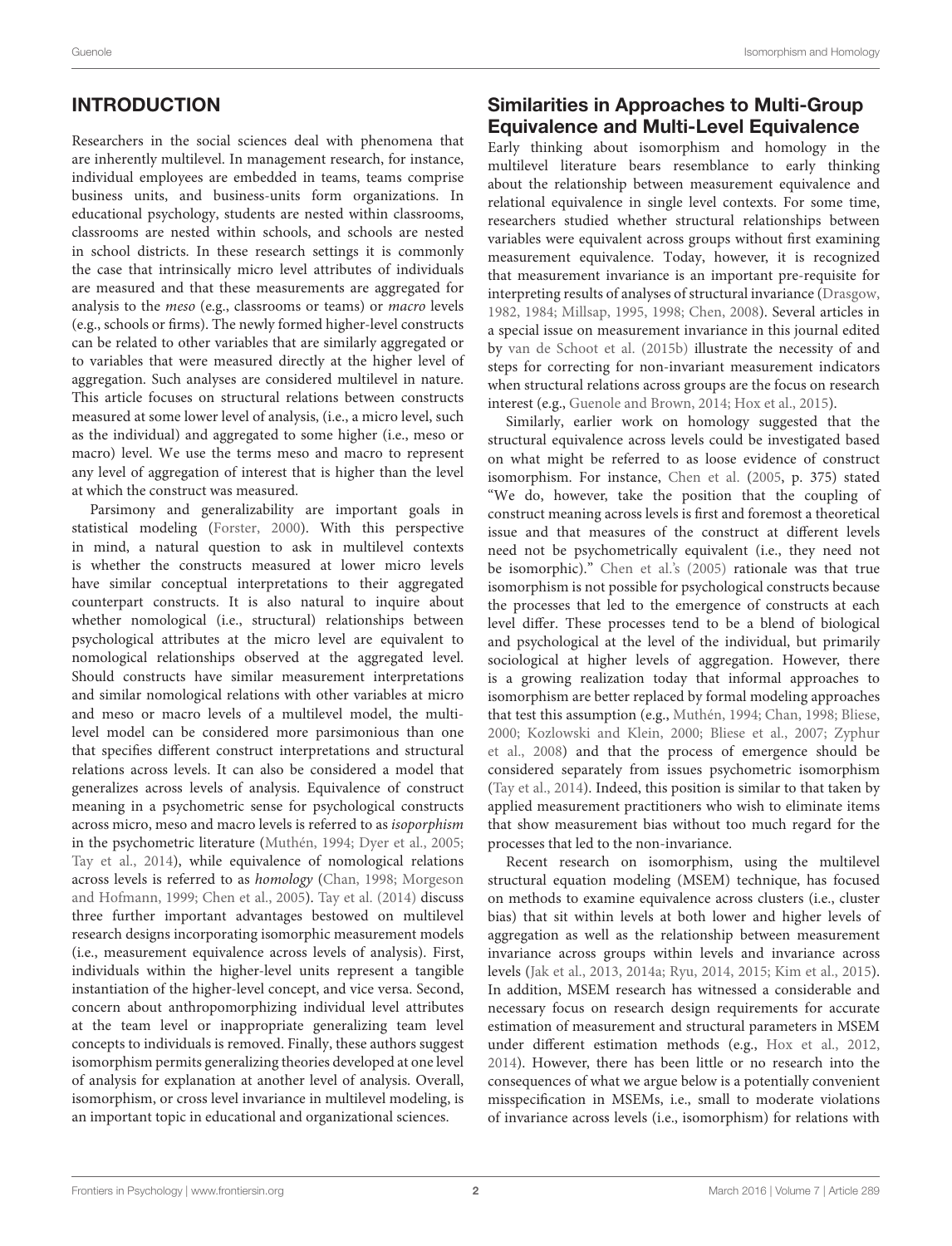## INTRODUCTION

Researchers in the social sciences deal with phenomena that are inherently multilevel. In management research, for instance, individual employees are embedded in teams, teams comprise business units, and business-units form organizations. In educational psychology, students are nested within classrooms, classrooms are nested within schools, and schools are nested in school districts. In these research settings it is commonly the case that intrinsically micro level attributes of individuals are measured and that these measurements are aggregated for analysis to the *meso* (e.g., classrooms or teams) or *macro* levels (e.g., schools or firms). The newly formed higher-level constructs can be related to other variables that are similarly aggregated or to variables that were measured directly at the higher level of aggregation. Such analyses are considered multilevel in nature. This article focuses on structural relations between constructs measured at some lower level of analysis, (i.e., a micro level, such as the individual) and aggregated to some higher (i.e., meso or macro) level. We use the terms meso and macro to represent any level of aggregation of interest that is higher than the level at which the construct was measured.

Parsimony and generalizability are important goals in statistical modeling (Forster, 2000). With this perspective in mind, a natural question to ask in multilevel contexts is whether the constructs measured at lower micro levels have similar conceptual interpretations to their aggregated counterpart constructs. It is also natural to inquire about whether nomological (i.e., structural) relationships between psychological attributes at the micro level are equivalent to nomological relationships observed at the aggregated level. Should constructs have similar measurement interpretations and similar nomological relations with other variables at micro and meso or macro levels of a multilevel model, the multi-level model can be considered more parsimonious than one that specifies different construct interpretations and structural relations across levels. It can also be considered a model that generalizes across levels of analysis. Equivalence of construct meaning in a psychometric sense for psychological constructs across micro, meso and macro levels is referred to as *isoporphism* in the psychometric literature (Muthén, 1994; Dyer et al., 2005; Tay et al., 2014), while equivalence of nomological relations across levels is referred to as *homology* (Chan, 1998; Morgeson and Hofmann, 1999; Chen et al., 2005). Tay et al. (2014) discuss three further important advantages bestowed on multilevel research designs incorporating isomorphic measurement models (i.e., measurement equivalence across levels of analysis). First, individuals within the higher-level units represent a tangible instantiation of the higher-level concept, and vice versa. Second, concern about anthropomorphizing individual level attributes at the team level or inappropriate generalizing team level concepts to individuals is removed. Finally, these authors suggest isomorphism permits generalizing theories developed at one level of analysis for explanation at another level of analysis. Overall, isomorphism, or cross level invariance in multilevel modeling, is an important topic in educational and organizational sciences.

### Similarities in Approaches to Multi-Group Equivalence and Multi-Level Equivalence

Early thinking about isomorphism and homology in the multilevel literature bears resemblance to early thinking about the relationship between measurement equivalence and relational equivalence in single level contexts. For some time, researchers studied whether structural relationships between variables were equivalent across groups without first examining measurement equivalence. Today, however, it is recognized that measurement invariance is an important pre-requisite for interpreting results of analyses of structural invariance (Drasgow, 1982, 1984; Millsap, 1995, 1998; Chen, 2008). Several articles in a special issue on measurement invariance in this journal edited by van de Schoot et al. (2015b) illustrate the necessity of and steps for correcting for non-invariant measurement indicators when structural relations across groups are the focus on research interest (e.g., Guenole and Brown, 2014; Hox et al., 2015).

Similarly, earlier work on homology suggested that the structural equivalence across levels could be investigated based on what might be referred to as loose evidence of construct isomorphism. For instance, Chen et al. (2005, p. 375) stated "We do, however, take the position that the coupling of construct meaning across levels is first and foremost a theoretical issue and that measures of the construct at different levels need not be psychometrically equivalent (i.e., they need not be isomorphic)." Chen et al.'s (2005) rationale was that true isomorphism is not possible for psychological constructs because the processes that led to the emergence of constructs at each level differ. These processes tend to be a blend of biological and psychological at the level of the individual, but primarily sociological at higher levels of aggregation. However, there is a growing realization today that informal approaches to isomorphism are better replaced by formal modeling approaches that test this assumption (e.g., Muthén, 1994; Chan, 1998; Bliese, 2000; Kozlowski and Klein, 2000; Bliese et al., 2007; Zyphur et al., 2008) and that the process of emergence should be considered separately from issues psychometric isomorphism (Tay et al., 2014). Indeed, this position is similar to that taken by applied measurement practitioners who wish to eliminate items that show measurement bias without too much regard for the processes that led to the non-invariance.

Recent research on isomorphism, using the multilevel structural equation modeling (MSEM) technique, has focused on methods to examine equivalence across clusters (i.e., cluster bias) that sit within levels at both lower and higher levels of aggregation as well as the relationship between measurement invariance across groups within levels and invariance across levels (Jak et al., 2013, 2014a; Ryu, 2014, 2015; Kim et al., 2015). In addition, MSEM research has witnessed a considerable and necessary focus on research design requirements for accurate estimation of measurement and structural parameters in MSEM under different estimation methods (e.g., Hox et al., 2012, 2014). However, there has been little or no research into the consequences of what we argue below is a potentially convenient misspecification in MSEMs, i.e., small to moderate violations of invariance across levels (i.e., isomorphism) for relations with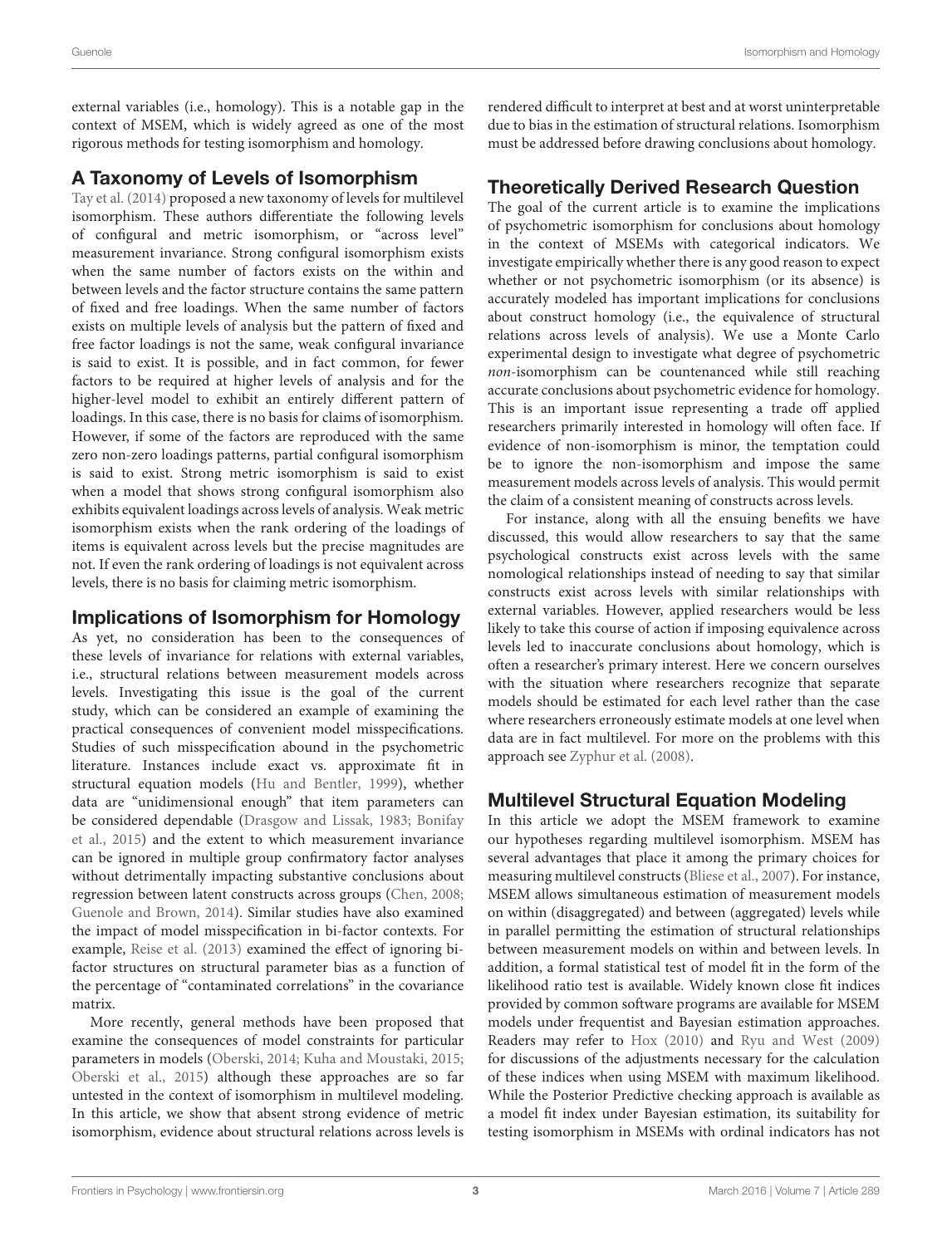external variables (i.e., homology). This is a notable gap in the context of MSEM, which is widely agreed as one of the most rigorous methods for testing isomorphism and homology.

## A Taxonomy of Levels of Isomorphism

Tay et al. (2014) proposed a new taxonomy of levels for multilevel isomorphism. These authors differentiate the following levels of configural and metric isomorphism, or "across level" measurement invariance. Strong configural isomorphism exists when the same number of factors exists on the within and between levels and the factor structure contains the same pattern of fixed and free loadings. When the same number of factors exists on multiple levels of analysis but the pattern of fixed and free factor loadings is not the same, weak configural invariance is said to exist. It is possible, and in fact common, for fewer factors to be required at higher levels of analysis and for the higher-level model to exhibit an entirely different pattern of loadings. In this case, there is no basis for claims of isomorphism. However, if some of the factors are reproduced with the same zero non-zero loadings patterns, partial configural isomorphism is said to exist. Strong metric isomorphism is said to exist when a model that shows strong configural isomorphism also exhibits equivalent loadings across levels of analysis. Weak metric isomorphism exists when the rank ordering of the loadings of items is equivalent across levels but the precise magnitudes are not. If even the rank ordering of loadings is not equivalent across levels, there is no basis for claiming metric isomorphism.

## Implications of Isomorphism for Homology

As yet, no consideration has been to the consequences of these levels of invariance for relations with external variables, i.e., structural relations between measurement models across levels. Investigating this issue is the goal of the current study, which can be considered an example of examining the practical consequences of convenient model misspecifications. Studies of such misspecification abound in the psychometric literature. Instances include exact vs. approximate fit in structural equation models (Hu and Bentler, 1999), whether data are "unidimensional enough" that item parameters can be considered dependable (Drasgow and Lissak, 1983; Bonifay et al., 2015) and the extent to which measurement invariance can be ignored in multiple group confirmatory factor analyses without detrimentally impacting substantive conclusions about regression between latent constructs across groups (Chen, 2008; Guenole and Brown, 2014). Similar studies have also examined the impact of model misspecification in bi-factor contexts. For example, Reise et al. (2013) examined the effect of ignoring bi-factor structures on structural parameter bias as a function of the percentage of "contaminated correlations" in the covariance matrix.

More recently, general methods have been proposed that examine the consequences of model constraints for particular parameters in models (Oberski, 2014; Kuha and Moustaki, 2015; Oberski et al., 2015) although these approaches are so far untested in the context of isomorphism in multilevel modeling. In this article, we show that absent strong evidence of metric isomorphism, evidence about structural relations across levels is rendered difficult to interpret at best and at worst uninterpretable due to bias in the estimation of structural relations. Isomorphism must be addressed before drawing conclusions about homology.

## Theoretically Derived Research Question

The goal of the current article is to examine the implications of psychometric isomorphism for conclusions about homology in the context of MSEMs with categorical indicators. We investigate empirically whether there is any good reason to expect whether or not psychometric isomorphism (or its absence) is accurately modeled has important implications for conclusions about construct homology (i.e., the equivalence of structural relations across levels of analysis). We use a Monte Carlo experimental design to investigate what degree of psychometric *non*-isomorphism can be countenanced while still reaching accurate conclusions about psychometric evidence for homology. This is an important issue representing a trade off applied researchers primarily interested in homology will often face. If evidence of non-isomorphism is minor, the temptation could be to ignore the non-isomorphism and impose the same measurement models across levels of analysis. This would permit the claim of a consistent meaning of constructs across levels.

For instance, along with all the ensuing benefits we have discussed, this would allow researchers to say that the same psychological constructs exist across levels with the same nomological relationships instead of needing to say that similar constructs exist across levels with similar relationships with external variables. However, applied researchers would be less likely to take this course of action if imposing equivalence across levels led to inaccurate conclusions about homology, which is often a researcher's primary interest. Here we concern ourselves with the situation where researchers recognize that separate models should be estimated for each level rather than the case where researchers erroneously estimate models at one level when data are in fact multilevel. For more on the problems with this approach see Zyphur et al. (2008).

## Multilevel Structural Equation Modeling

In this article we adopt the MSEM framework to examine our hypotheses regarding multilevel isomorphism. MSEM has several advantages that place it among the primary choices for measuring multilevel constructs (Bliese et al., 2007). For instance, MSEM allows simultaneous estimation of measurement models on within (disaggregated) and between (aggregated) levels while in parallel permitting the estimation of structural relationships between measurement models on within and between levels. In addition, a formal statistical test of model fit in the form of the likelihood ratio test is available. Widely known close fit indices provided by common software programs are available for MSEM models under frequentist and Bayesian estimation approaches. Readers may refer to Hox (2010) and Ryu and West (2009) for discussions of the adjustments necessary for the calculation of these indices when using MSEM with maximum likelihood. While the Posterior Predictive checking approach is available as a model fit index under Bayesian estimation, its suitability for testing isomorphism in MSEMs with ordinal indicators has not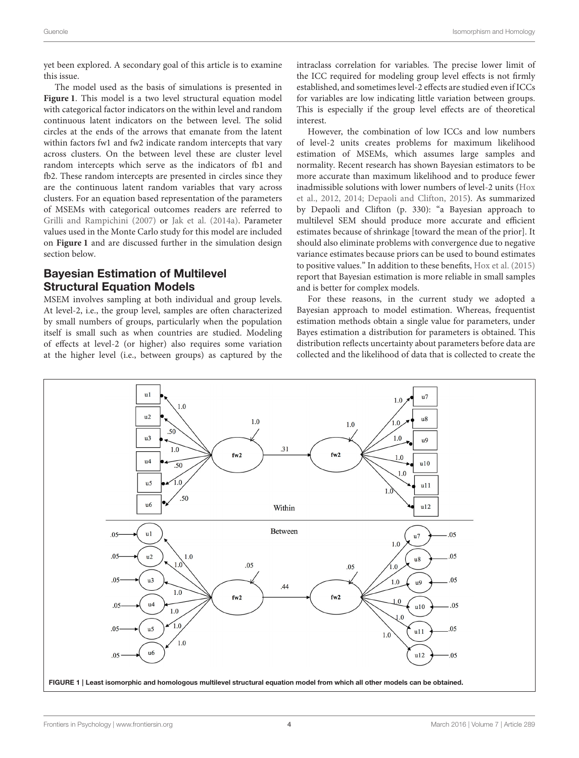yet been explored. A secondary goal of this article is to examine this issue.

The model used as the basis of simulations is presented in **Figure 1**. This model is a two level structural equation model with categorical factor indicators on the within level and random continuous latent indicators on the between level. The solid circles at the ends of the arrows that emanate from the latent within factors fw1 and fw2 indicate random intercepts that vary across clusters. On the between level these are cluster level random intercepts which serve as the indicators of fb1 and fb2. These random intercepts are presented in circles since they are the continuous latent random variables that vary across clusters. For an equation based representation of the parameters of MSEMs with categorical outcomes readers are referred to Grilli and Rampichini (2007) or Jak et al. (2014a). Parameter values used in the Monte Carlo study for this model are included on **Figure 1** and are discussed further in the simulation design section below.

## Bayesian Estimation of Multilevel Structural Equation Models

MSEM involves sampling at both individual and group levels. At level-2, i.e., the group level, samples are often characterized by small numbers of groups, particularly when the population itself is small such as when countries are studied. Modeling of effects at level-2 (or higher) also requires some variation at the higher level (i.e., between groups) as captured by the intraclass correlation for variables. The precise lower limit of the ICC required for modeling group level effects is not firmly established, and sometimes level-2 effects are studied even if ICCs for variables are low indicating little variation between groups. This is especially if the group level effects are of theoretical interest.

However, the combination of low ICCs and low numbers of level-2 units creates problems for maximum likelihood estimation of MSEMs, which assumes large samples and normality. Recent research has shown Bayesian estimators to be more accurate than maximum likelihood and to produce fewer inadmissible solutions with lower numbers of level-2 units (Hox et al., 2012, 2014; Depaoli and Clifton, 2015). As summarized by Depaoli and Clifton (p. 330): "a Bayesian approach to multilevel SEM should produce more accurate and efficient estimates because of shrinkage [toward the mean of the prior]. It should also eliminate problems with convergence due to negative variance estimates because priors can be used to bound estimates to positive values." In addition to these benefits, Hox et al. (2015) report that Bayesian estimation is more reliable in small samples and is better for complex models.

For these reasons, in the current study we adopted a Bayesian approach to model estimation. Whereas, frequentist estimation methods obtain a single value for parameters, under Bayes estimation a distribution for parameters is obtained. This distribution reflects uncertainty about parameters before data are collected and the likelihood of data that is collected to create the

**FIGURE 1 | Least isomorphic and homologous multilevel structural equation model from which all other models can be obtained.**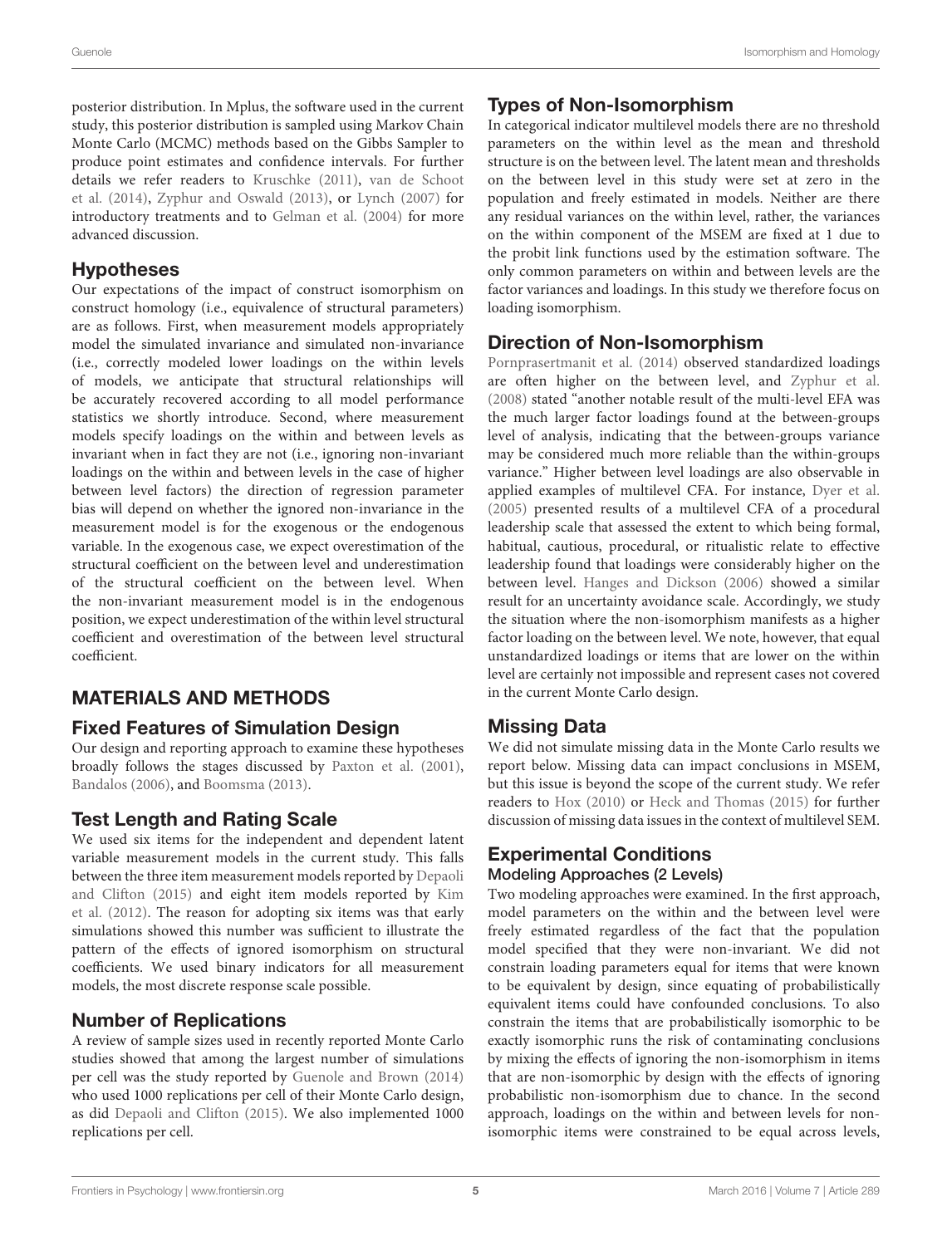posterior distribution. In Mplus, the software used in the current study, this posterior distribution is sampled using Markov Chain Monte Carlo (MCMC) methods based on the Gibbs Sampler to produce point estimates and confidence intervals. For further details we refer readers to Kruschke (2011), van de Schoot et al. (2014), Zyphur and Oswald (2013), or Lynch (2007) for introductory treatments and to Gelman et al. (2004) for more advanced discussion.

## Hypotheses

Our expectations of the impact of construct isomorphism on construct homology (i.e., equivalence of structural parameters) are as follows. First, when measurement models appropriately model the simulated invariance and simulated non-invariance (i.e., correctly modeled lower loadings on the within levels of models, we anticipate that structural relationships will be accurately recovered according to all model performance statistics we shortly introduce. Second, where measurement models specify loadings on the within and between levels as invariant when in fact they are not (i.e., ignoring non-invariant loadings on the within and between levels in the case of higher between level factors) the direction of regression parameter bias will depend on whether the ignored non-invariance in the measurement model is for the exogenous or the endogenous variable. In the exogenous case, we expect overestimation of the structural coefficient on the between level and underestimation of the structural coefficient on the between level. When the non-invariant measurement model is in the endogenous position, we expect underestimation of the within level structural coefficient and overestimation of the between level structural coefficient.

# MATERIALS AND METHODS

## Fixed Features of Simulation Design

Our design and reporting approach to examine these hypotheses broadly follows the stages discussed by Paxton et al. (2001), Bandalos (2006), and Boomsma (2013).

## Test Length and Rating Scale

We used six items for the independent and dependent latent variable measurement models in the current study. This falls between the three item measurement models reported by Depaoli and Clifton (2015) and eight item models reported by Kim et al. (2012). The reason for adopting six items was that early simulations showed this number was sufficient to illustrate the pattern of the effects of ignored isomorphism on structural coefficients. We used binary indicators for all measurement models, the most discrete response scale possible.

## Number of Replications

A review of sample sizes used in recently reported Monte Carlo studies showed that among the largest number of simulations per cell was the study reported by Guenole and Brown (2014) who used 1000 replications per cell of their Monte Carlo design, as did Depaoli and Clifton (2015). We also implemented 1000 replications per cell.

## Types of Non-Isomorphism

In categorical indicator multilevel models there are no threshold parameters on the within level as the mean and threshold structure is on the between level. The latent mean and thresholds on the between level in this study were set at zero in the population and freely estimated in models. Neither are there any residual variances on the within level, rather, the variances on the within component of the MSEM are fixed at 1 due to the probit link functions used by the estimation software. The only common parameters on within and between levels are the factor variances and loadings. In this study we therefore focus on loading isomorphism.

## Direction of Non-Isomorphism

Pornprasertmanit et al. (2014) observed standardized loadings are often higher on the between level, and Zyphur et al. (2008) stated "another notable result of the multi-level EFA was the much larger factor loadings found at the between-groups level of analysis, indicating that the between-groups variance may be considered much more reliable than the within-groups variance." Higher between level loadings are also observable in applied examples of multilevel CFA. For instance, Dyer et al. (2005) presented results of a multilevel CFA of a procedural leadership scale that assessed the extent to which being formal, habitual, cautious, procedural, or ritualistic relate to effective leadership found that loadings were considerably higher on the between level. Hanges and Dickson (2006) showed a similar result for an uncertainty avoidance scale. Accordingly, we study the situation where the non-isomorphism manifests as a higher factor loading on the between level. We note, however, that equal unstandardized loadings or items that are lower on the within level are certainly not impossible and represent cases not covered in the current Monte Carlo design.

## Missing Data

We did not simulate missing data in the Monte Carlo results we report below. Missing data can impact conclusions in MSEM, but this issue is beyond the scope of the current study. We refer readers to Hox (2010) or Heck and Thomas (2015) for further discussion of missing data issues in the context of multilevel SEM.

## Experimental Conditions

### Modeling Approaches (2 Levels)

Two modeling approaches were examined. In the first approach, model parameters on the within and the between level were freely estimated regardless of the fact that the population model specified that they were non-invariant. We did not constrain loading parameters equal for items that were known to be equivalent by design, since equating of probabilistically equivalent items could have confounded conclusions. To also constrain the items that are probabilistically isomorphic to be exactly isomorphic runs the risk of contaminating conclusions by mixing the effects of ignoring the non-isomorphism in items that are non-isomorphic by design with the effects of ignoring probabilistic non-isomorphism due to chance. In the second approach, loadings on the within and between levels for non-isomorphic items were constrained to be equal across levels,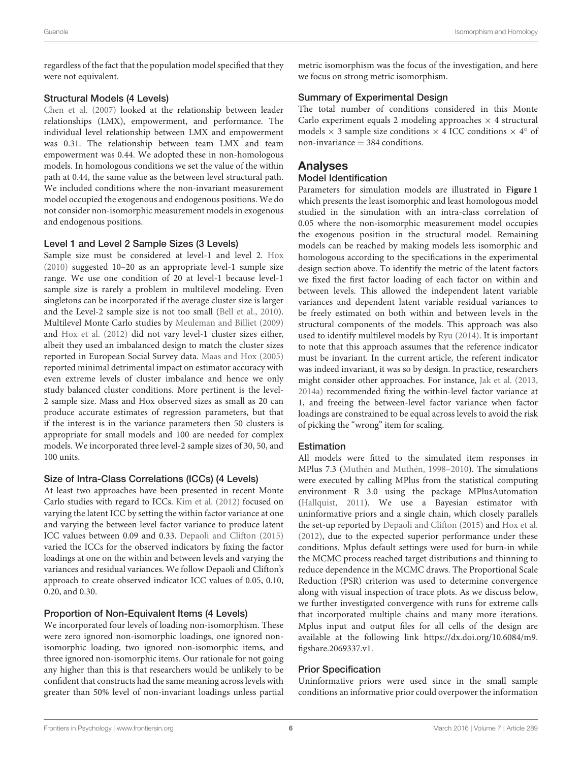regardless of the fact that the population model specified that they were not equivalent.

### Structural Models (4 Levels)

Chen et al. (2007) looked at the relationship between leader relationships (LMX), empowerment, and performance. The individual level relationship between LMX and empowerment was 0.31. The relationship between team LMX and team empowerment was 0.44. We adopted these in non-homologous models. In homologous conditions we set the value of the within path at 0.44, the same value as the between level structural path. We included conditions where the non-invariant measurement model occupied the exogenous and endogenous positions. We do not consider non-isomorphic measurement models in exogenous and endogenous positions.

### Level 1 and Level 2 Sample Sizes (3 Levels)

Sample size must be considered at level-1 and level 2. Hox (2010) suggested 10–20 as an appropriate level-1 sample size range. We use one condition of 20 at level-1 because level-1 sample size is rarely a problem in multilevel modeling. Even singletons can be incorporated if the average cluster size is larger and the Level-2 sample size is not too small (Bell et al., 2010). Multilevel Monte Carlo studies by Meuleman and Billiet (2009) and Hox et al. (2012) did not vary level-1 cluster sizes either, albeit they used an imbalanced design to match the cluster sizes reported in European Social Survey data. Maas and Hox (2005) reported minimal detrimental impact on estimator accuracy with even extreme levels of cluster imbalance and hence we only study balanced cluster conditions. More pertinent is the level-2 sample size. Mass and Hox observed sizes as small as 20 can produce accurate estimates of regression parameters, but that if the interest is in the variance parameters then 50 clusters is appropriate for small models and 100 are needed for complex models. We incorporated three level-2 sample sizes of 30, 50, and 100 units.

### Size of Intra-Class Correlations (ICCs) (4 Levels)

At least two approaches have been presented in recent Monte Carlo studies with regard to ICCs. Kim et al. (2012) focused on varying the latent ICC by setting the within factor variance at one and varying the between level factor variance to produce latent ICC values between 0.09 and 0.33. Depaoli and Clifton (2015) varied the ICCs for the observed indicators by fixing the factor loadings at one on the within and between levels and varying the variances and residual variances. We follow Depaoli and Clifton's approach to create observed indicator ICC values of 0.05, 0.10, 0.20, and 0.30.

### Proportion of Non-Equivalent Items (4 Levels)

We incorporated four levels of loading non-isomorphism. These were zero ignored non-isomorphic loadings, one ignored non-isomorphic loading, two ignored non-isomorphic items, and three ignored non-isomorphic items. Our rationale for not going any higher than this is that researchers would be unlikely to be confident that constructs had the same meaning across levels with greater than 50% level of non-invariant loadings unless partial metric isomorphism was the focus of the investigation, and here we focus on strong metric isomorphism.

### Summary of Experimental Design

The total number of conditions considered in this Monte Carlo experiment equals 2 modeling approaches $\times$ 4 structural models $\times$ 3 sample size conditions $\times$ 4 ICC conditions $\times$ 4° of non-invariance = 384 conditions.

## Analyses

### Model Identification

Parameters for simulation models are illustrated in **Figure 1** which presents the least isomorphic and least homologous model studied in the simulation with an intra-class correlation of 0.05 where the non-isomorphic measurement model occupies the exogenous position in the structural model. Remaining models can be reached by making models less isomorphic and homologous according to the specifications in the experimental design section above. To identify the metric of the latent factors we fixed the first factor loading of each factor on within and between levels. This allowed the independent latent variable variances and dependent latent variable residual variances to be freely estimated on both within and between levels in the structural components of the models. This approach was also used to identify multilevel models by Ryu (2014). It is important to note that this approach assumes that the reference indicator must be invariant. In the current article, the referent indicator was indeed invariant, it was so by design. In practice, researchers might consider other approaches. For instance, Jak et al. (2013, 2014a) recommended fixing the within-level factor variance at 1, and freeing the between-level factor variance when factor loadings are constrained to be equal across levels to avoid the risk of picking the "wrong" item for scaling.

### Estimation

All models were fitted to the simulated item responses in MPlus 7.3 (Muthén and Muthén, 1998–2010). The simulations were executed by calling MPlus from the statistical computing environment R 3.0 using the package MPlusAutomation (Hallquist, 2011). We use a Bayesian estimator with uninformative priors and a single chain, which closely parallels the set-up reported by Depaoli and Clifton (2015) and Hox et al. (2012), due to the expected superior performance under these conditions. Mplus default settings were used for burn-in while the MCMC process reached target distributions and thinning to reduce dependence in the MCMC draws. The Proportional Scale Reduction (PSR) criterion was used to determine convergence along with visual inspection of trace plots. As we discuss below, we further investigated convergence with runs for extreme calls that incorporated multiple chains and many more iterations. Mplus input and output files for all cells of the design are available at the following link https://dx.doi.org/10.6084/m9.figshare.2069337.v1.

### Prior Specification

Uninformative priors were used since in the small sample conditions an informative prior could overpower the information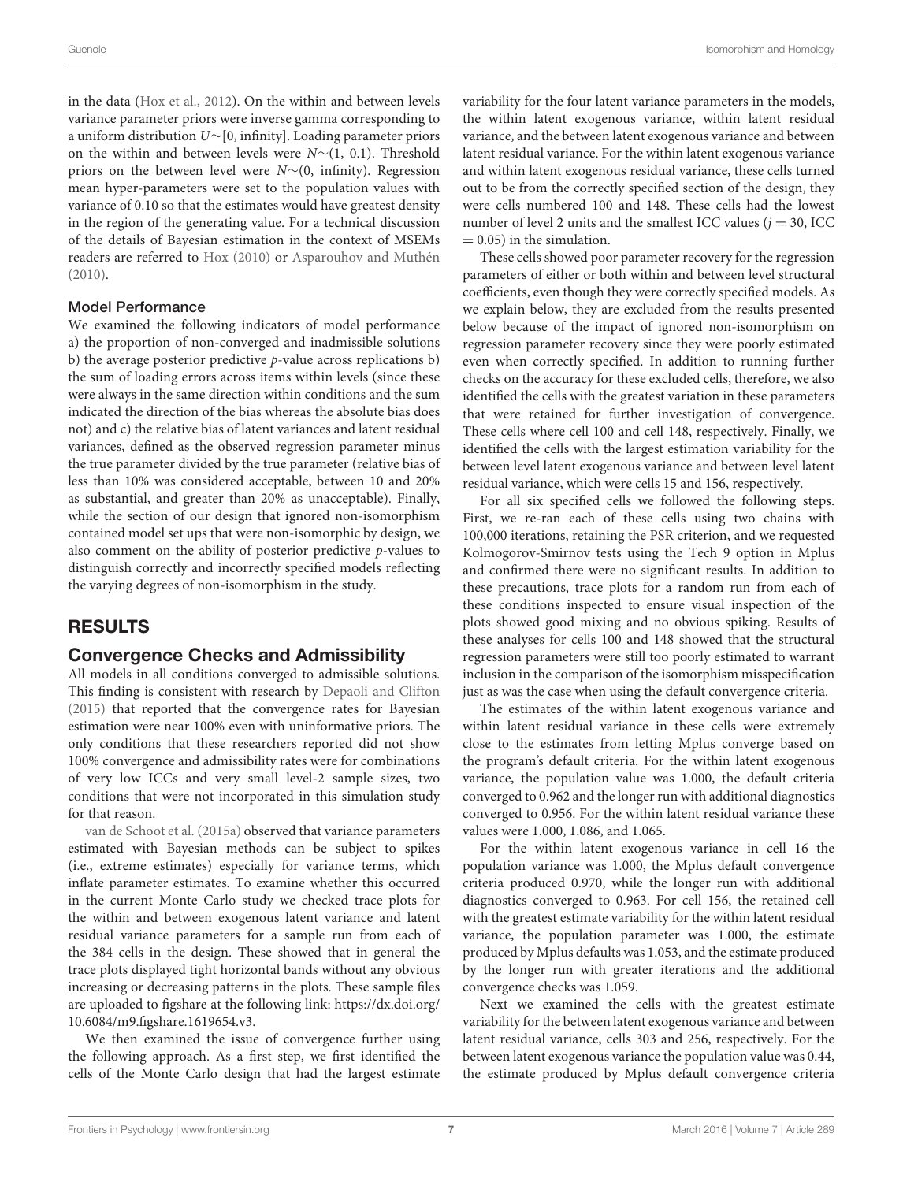in the data (Hox et al., 2012). On the within and between levels variance parameter priors were inverse gamma corresponding to a uniform distribution $U \sim [0, \text{infinity}]$. Loading parameter priors on the within and between levels were $N \sim (1, 0.1)$. Threshold priors on the between level were $N \sim (0, \text{infinity})$. Regression mean hyper-parameters were set to the population values with variance of 0.10 so that the estimates would have greatest density in the region of the generating value. For a technical discussion of the details of Bayesian estimation in the context of MSEMs readers are referred to Hox (2010) or Asparouhov and Muthén (2010).

### Model Performance

We examined the following indicators of model performance a) the proportion of non-converged and inadmissible solutions b) the average posterior predictive $p$-value across replications b) the sum of loading errors across items within levels (since these were always in the same direction within conditions and the sum indicated the direction of the bias whereas the absolute bias does not) and c) the relative bias of latent variances and latent residual variances, defined as the observed regression parameter minus the true parameter divided by the true parameter (relative bias of less than 10% was considered acceptable, between 10 and 20% as substantial, and greater than 20% as unacceptable). Finally, while the section of our design that ignored non-isomorphism contained model set ups that were non-isomorphic by design, we also comment on the ability of posterior predictive $p$-values to distinguish correctly and incorrectly specified models reflecting the varying degrees of non-isomorphism in the study.

## RESULTS

### Convergence Checks and Admissibility

All models in all conditions converged to admissible solutions. This finding is consistent with research by Depaoli and Clifton (2015) that reported that the convergence rates for Bayesian estimation were near 100% even with uninformative priors. The only conditions that these researchers reported did not show 100% convergence and admissibility rates were for combinations of very low ICCs and very small level-2 sample sizes, two conditions that were not incorporated in this simulation study for that reason.

van de Schoot et al. (2015a) observed that variance parameters estimated with Bayesian methods can be subject to spikes (i.e., extreme estimates) especially for variance terms, which inflate parameter estimates. To examine whether this occurred in the current Monte Carlo study we checked trace plots for the within and between exogenous latent variance and latent residual variance parameters for a sample run from each of the 384 cells in the design. These showed that in general the trace plots displayed tight horizontal bands without any obvious increasing or decreasing patterns in the plots. These sample files are uploaded to figshare at the following link: https://dx.doi.org/10.6084/m9.figshare.1619654.v3.

We then examined the issue of convergence further using the following approach. As a first step, we first identified the cells of the Monte Carlo design that had the largest estimate variability for the four latent variance parameters in the models, the within latent exogenous variance, within latent residual variance, and the between latent exogenous variance and between latent residual variance. For the within latent exogenous variance and within latent exogenous residual variance, these cells turned out to be from the correctly specified section of the design, they were cells numbered 100 and 148. These cells had the lowest number of level 2 units and the smallest ICC values ($j = 30$, ICC $= 0.05$) in the simulation.

These cells showed poor parameter recovery for the regression parameters of either or both within and between level structural coefficients, even though they were correctly specified models. As we explain below, they are excluded from the results presented below because of the impact of ignored non-isomorphism on regression parameter recovery since they were poorly estimated even when correctly specified. In addition to running further checks on the accuracy for these excluded cells, therefore, we also identified the cells with the greatest variation in these parameters that were retained for further investigation of convergence. These cells where cell 100 and cell 148, respectively. Finally, we identified the cells with the largest estimation variability for the between level latent exogenous variance and between level latent residual variance, which were cells 15 and 156, respectively.

For all six specified cells we followed the following steps. First, we re-ran each of these cells using two chains with 100,000 iterations, retaining the PSR criterion, and we requested Kolmogorov-Smirnov tests using the Tech 9 option in Mplus and confirmed there were no significant results. In addition to these precautions, trace plots for a random run from each of these conditions inspected to ensure visual inspection of the plots showed good mixing and no obvious spiking. Results of these analyses for cells 100 and 148 showed that the structural regression parameters were still too poorly estimated to warrant inclusion in the comparison of the isomorphism misspecification just as was the case when using the default convergence criteria.

The estimates of the within latent exogenous variance and within latent residual variance in these cells were extremely close to the estimates from letting Mplus converge based on the program's default criteria. For the within latent exogenous variance, the population value was 1.000, the default criteria converged to 0.962 and the longer run with additional diagnostics converged to 0.956. For the within latent residual variance these values were 1.000, 1.086, and 1.065.

For the within latent exogenous variance in cell 16 the population variance was 1.000, the Mplus default convergence criteria produced 0.970, while the longer run with additional diagnostics converged to 0.963. For cell 156, the retained cell with the greatest estimate variability for the within latent residual variance, the population parameter was 1.000, the estimate produced by Mplus defaults was 1.053, and the estimate produced by the longer run with greater iterations and the additional convergence checks was 1.059.

Next we examined the cells with the greatest estimate variability for the between latent exogenous variance and between latent residual variance, cells 303 and 256, respectively. For the between latent exogenous variance the population value was 0.44, the estimate produced by Mplus default convergence criteria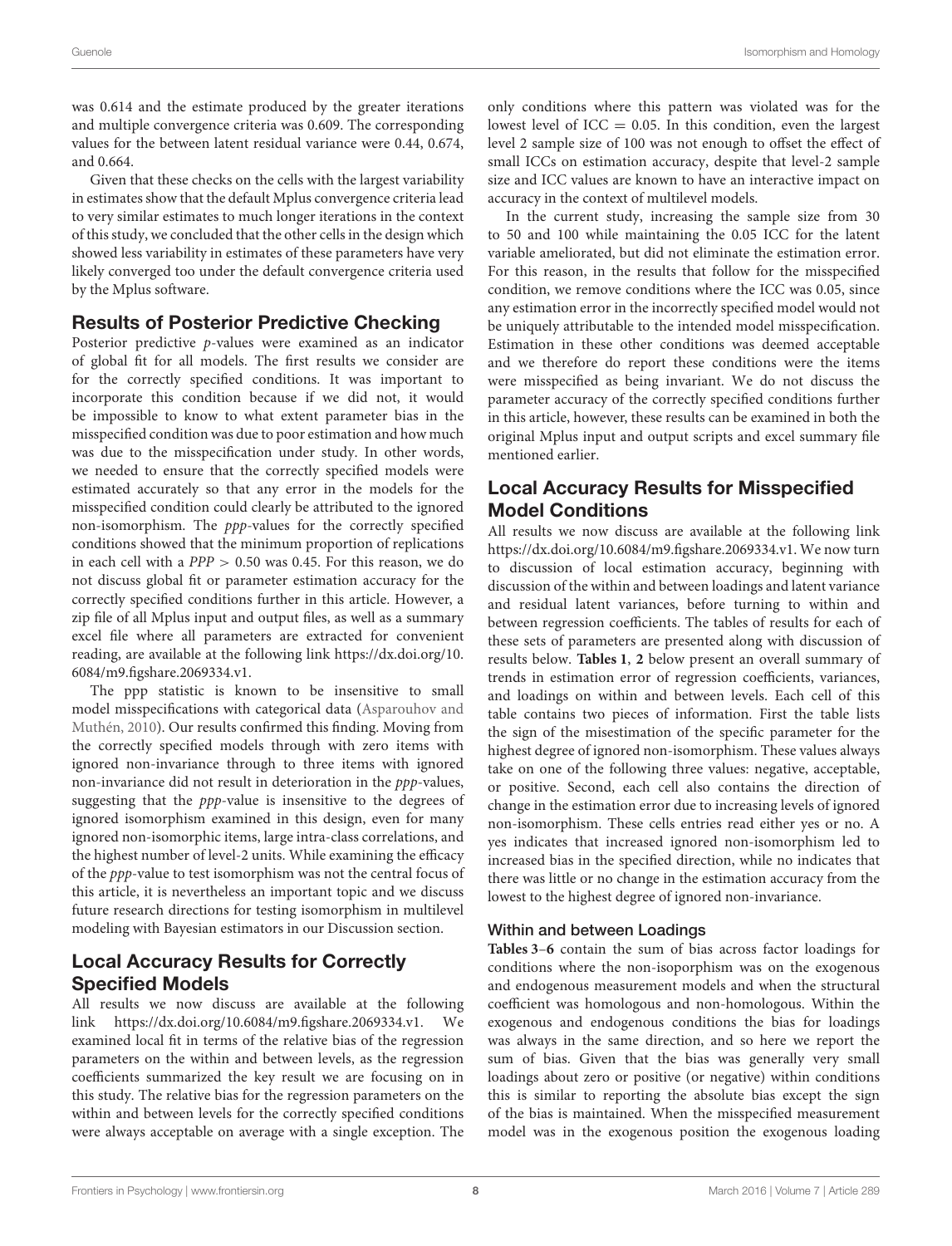was 0.614 and the estimate produced by the greater iterations and multiple convergence criteria was 0.609. The corresponding values for the between latent residual variance were 0.44, 0.674, and 0.664.

Given that these checks on the cells with the largest variability in estimates show that the default Mplus convergence criteria lead to very similar estimates to much longer iterations in the context of this study, we concluded that the other cells in the design which showed less variability in estimates of these parameters have very likely converged too under the default convergence criteria used by the Mplus software.

## Results of Posterior Predictive Checking

Posterior predictive *p*-values were examined as an indicator of global fit for all models. The first results we consider are for the correctly specified conditions. It was important to incorporate this condition because if we did not, it would be impossible to know to what extent parameter bias in the misspecified condition was due to poor estimation and how much was due to the misspecification under study. In other words, we needed to ensure that the correctly specified models were estimated accurately so that any error in the models for the misspecified condition could clearly be attributed to the ignored non-isomorphism. The *ppp*-values for the correctly specified conditions showed that the minimum proportion of replications in each cell with a $PPP > 0.50$ was 0.45. For this reason, we do not discuss global fit or parameter estimation accuracy for the correctly specified conditions further in this article. However, a zip file of all Mplus input and output files, as well as a summary excel file where all parameters are extracted for convenient reading, are available at the following link https://dx.doi.org/10.6084/m9.figshare.2069334.v1.

The ppp statistic is known to be insensitive to small model misspecifications with categorical data (Asparouhov and Muthén, 2010). Our results confirmed this finding. Moving from the correctly specified models through with zero items with ignored non-invariance through to three items with ignored non-invariance did not result in deterioration in the *ppp*-values, suggesting that the *ppp*-value is insensitive to the degrees of ignored isomorphism examined in this design, even for many ignored non-isomorphic items, large intra-class correlations, and the highest number of level-2 units. While examining the efficacy of the *ppp*-value to test isomorphism was not the central focus of this article, it is nevertheless an important topic and we discuss future research directions for testing isomorphism in multilevel modeling with Bayesian estimators in our Discussion section.

## Local Accuracy Results for Correctly Specified Models

All results we now discuss are available at the following link https://dx.doi.org/10.6084/m9.figshare.2069334.v1. We examined local fit in terms of the relative bias of the regression parameters on the within and between levels, as the regression coefficients summarized the key result we are focusing on in this study. The relative bias for the regression parameters on the within and between levels for the correctly specified conditions were always acceptable on average with a single exception. The only conditions where this pattern was violated was for the lowest level of ICC = 0.05. In this condition, even the largest level 2 sample size of 100 was not enough to offset the effect of small ICCs on estimation accuracy, despite that level-2 sample size and ICC values are known to have an interactive impact on accuracy in the context of multilevel models.

In the current study, increasing the sample size from 30 to 50 and 100 while maintaining the 0.05 ICC for the latent variable ameliorated, but did not eliminate the estimation error. For this reason, in the results that follow for the misspecified condition, we remove conditions where the ICC was 0.05, since any estimation error in the incorrectly specified model would not be uniquely attributable to the intended model misspecification. Estimation in these other conditions was deemed acceptable and we therefore do report these conditions were the items were misspecified as being invariant. We do not discuss the parameter accuracy of the correctly specified conditions further in this article, however, these results can be examined in both the original Mplus input and output scripts and excel summary file mentioned earlier.

## Local Accuracy Results for Misspecified Model Conditions

All results we now discuss are available at the following link https://dx.doi.org/10.6084/m9.figshare.2069334.v1. We now turn to discussion of local estimation accuracy, beginning with discussion of the within and between loadings and latent variance and residual latent variances, before turning to within and between regression coefficients. The tables of results for each of these sets of parameters are presented along with discussion of results below. **Tables 1**, **2** below present an overall summary of trends in estimation error of regression coefficients, variances, and loadings on within and between levels. Each cell of this table contains two pieces of information. First the table lists the sign of the misestimation of the specific parameter for the highest degree of ignored non-isomorphism. These values always take on one of the following three values: negative, acceptable, or positive. Second, each cell also contains the direction of change in the estimation error due to increasing levels of ignored non-isomorphism. These cells entries read either yes or no. A yes indicates that increased ignored non-isomorphism led to increased bias in the specified direction, while no indicates that there was little or no change in the estimation accuracy from the lowest to the highest degree of ignored non-invariance.

### Within and between Loadings

**Tables 3**–**6** contain the sum of bias across factor loadings for conditions where the non-isoporphism was on the exogenous and endogenous measurement models and when the structural coefficient was homologous and non-homologous. Within the exogenous and endogenous conditions the bias for loadings was always in the same direction, and so here we report the sum of bias. Given that the bias was generally very small loadings about zero or positive (or negative) within conditions this is similar to reporting the absolute bias except the sign of the bias is maintained. When the misspecified measurement model was in the exogenous position the exogenous loading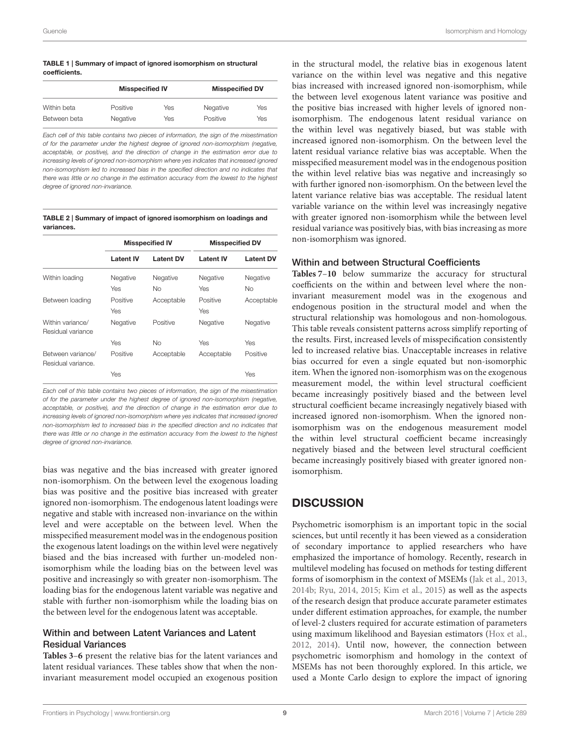**TABLE 1 | Summary of impact of ignored isomorphism on structural coefficients.**

| | Misspecified IV | | Misspecified DV | |
|---|---|---|---|---|
| Within beta | Positive | Yes | Negative | Yes |
| Between beta | Negative | Yes | Positive | Yes |

*Each cell of this table contains two pieces of information, the sign of the misestimation of for the parameter under the highest degree of ignored non-isomorphism (negative, acceptable, or positive), and the direction of change in the estimation error due to increasing levels of ignored non-isomorphism where yes indicates that increased ignored non-isomorphism led to increased bias in the specified direction and no indicates that there was little or no change in the estimation accuracy from the lowest to the highest degree of ignored non-invariance.*

**TABLE 2 | Summary of impact of ignored isomorphism on loadings and variances.**

| | Misspecified IV | | Misspecified DV | |
|---|---|---|---|---|
| | **Latent IV** | **Latent DV** | **Latent IV** | **Latent DV** |
| Within loading | Negative | Negative | Negative | Negative |
| | Yes | No | Yes | No |
| Between loading | Positive | Acceptable | Positive | Acceptable |
| | Yes | | Yes | |
| Within variance/ Residual variance | Negative | Positive | Negative | Negative |
| | Yes | No | Yes | Yes |
| Between variance/ Residual variance. | Positive | Acceptable | Acceptable | Positive |
| | Yes | | | Yes |

*Each cell of this table contains two pieces of information, the sign of the misestimation of for the parameter under the highest degree of ignored non-isomorphism (negative, acceptable, or positive), and the direction of change in the estimation error due to increasing levels of ignored non-isomorphism where yes indicates that increased ignored non-isomorphism led to increased bias in the specified direction and no indicates that there was little or no change in the estimation accuracy from the lowest to the highest degree of ignored non-invariance.*

bias was negative and the bias increased with greater ignored non-isomorphism. On the between level the exogenous loading bias was positive and the positive bias increased with greater ignored non-isomorphism. The endogenous latent loadings were negative and stable with increased non-invariance on the within level and were acceptable on the between level. When the misspecified measurement model was in the endogenous position the exogenous latent loadings on the within level were negatively biased and the bias increased with further un-modeled non-isomorphism while the loading bias on the between level was positive and increasingly so with greater non-isomorphism. The loading bias for the endogenous latent variable was negative and stable with further non-isomorphism while the loading bias on the between level for the endogenous latent was acceptable.

### Within and between Latent Variances and Latent Residual Variances

**Tables 3–6** present the relative bias for the latent variances and latent residual variances. These tables show that when the non-invariant measurement model occupied an exogenous position in the structural model, the relative bias in exogenous latent variance on the within level was negative and this negative bias increased with increased ignored non-isomorphism, while the between level exogenous latent variance was positive and the positive bias increased with higher levels of ignored non-isomorphism. The endogenous latent residual variance on the within level was negatively biased, but was stable with increased ignored non-isomorphism. On the between level the latent residual variance relative bias was acceptable. When the misspecified measurement model was in the endogenous position the within level relative bias was negative and increasingly so with further ignored non-isomorphism. On the between level the latent variance relative bias was acceptable. The residual latent variable variance on the within level was increasingly negative with greater ignored non-isomorphism while the between level residual variance was positively bias, with bias increasing as more non-isomorphism was ignored.

### Within and between Structural Coefficients

**Tables 7–10** below summarize the accuracy for structural coefficients on the within and between level where the non-invariant measurement model was in the exogenous and endogenous position in the structural model and when the structural relationship was homologous and non-homologous. This table reveals consistent patterns across simplify reporting of the results. First, increased levels of misspecification consistently led to increased relative bias. Unacceptable increases in relative bias occurred for even a single equated but non-isomorphic item. When the ignored non-isomorphism was on the exogenous measurement model, the within level structural coefficient became increasingly positively biased and the between level structural coefficient became increasingly negatively biased with increased ignored non-isomorphism. When the ignored non-isomorphism was on the endogenous measurement model the within level structural coefficient became increasingly negatively biased and the between level structural coefficient became increasingly positively biased with greater ignored non-isomorphism.

## DISCUSSION

Psychometric isomorphism is an important topic in the social sciences, but until recently it has been viewed as a consideration of secondary importance to applied researchers who have emphasized the importance of homology. Recently, research in multilevel modeling has focused on methods for testing different forms of isomorphism in the context of MSEMs (Jak et al., 2013, 2014b; Ryu, 2014, 2015; Kim et al., 2015) as well as the aspects of the research design that produce accurate parameter estimates under different estimation approaches, for example, the number of level-2 clusters required for accurate estimation of parameters using maximum likelihood and Bayesian estimators (Hox et al., 2012, 2014). Until now, however, the connection between psychometric isomorphism and homology in the context of MSEMs has not been thoroughly explored. In this article, we used a Monte Carlo design to explore the impact of ignoring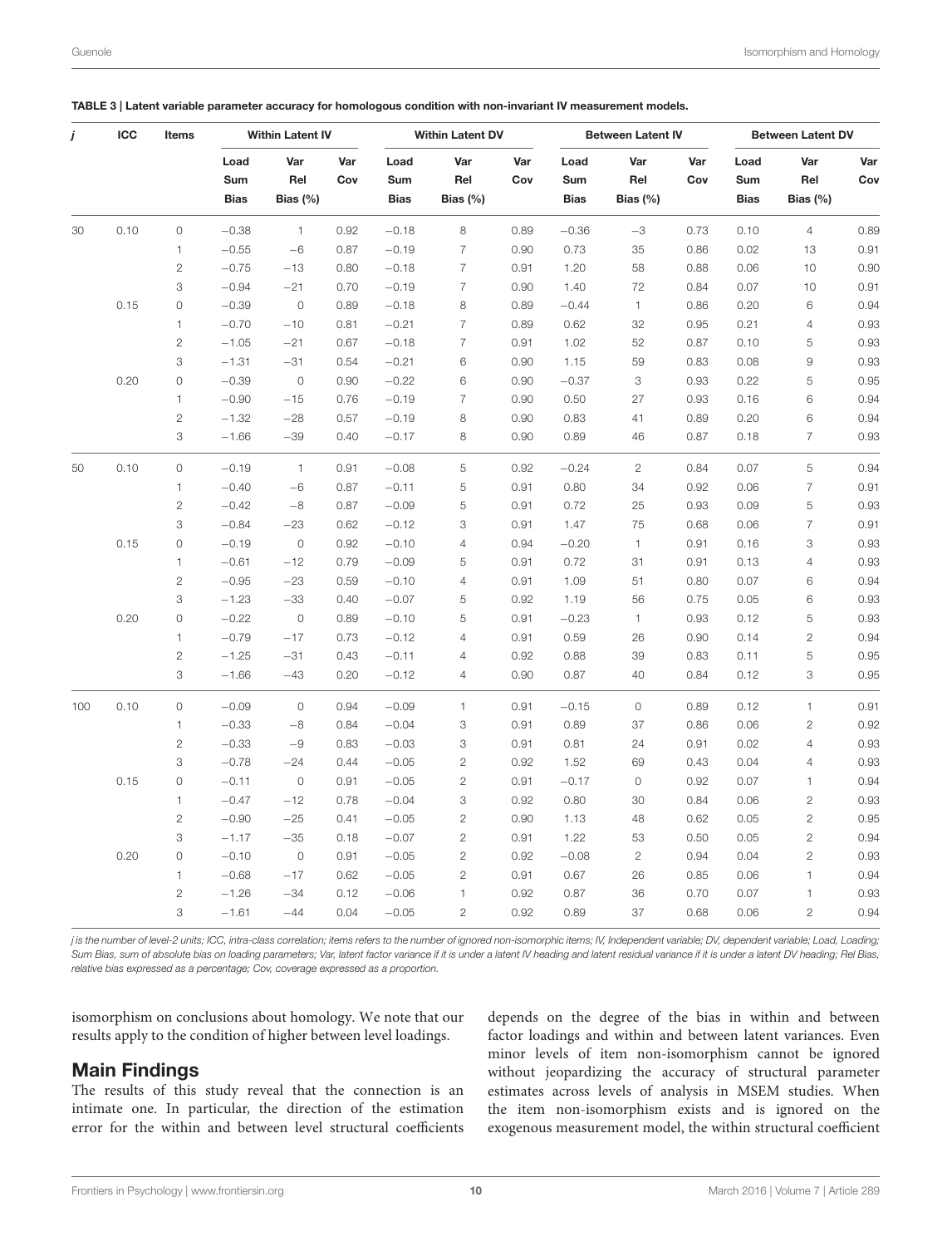**TABLE 3 | Latent variable parameter accuracy for homologous condition with non-invariant IV measurement models.**

| *j* | ICC | Items | Within Latent IV | | | Within Latent DV | | | Between Latent IV | | | Between Latent DV | | |
|---|---|---|---|---|---|---|---|---|---|---|---|---|---|---|
| | | | Load Sum Bias | Var Rel Bias (%) | Var Cov | Load Sum Bias | Var Rel Bias (%) | Var Cov | Load Sum Bias | Var Rel Bias (%) | Var Cov | Load Sum Bias | Var Rel Bias (%) | Var Cov |
| 30 | 0.10 | 0 | −0.38 | 1 | 0.92 | −0.18 | 8 | 0.89 | −0.36 | −3 | 0.73 | 0.10 | 4 | 0.89 |
| | | 1 | −0.55 | −6 | 0.87 | −0.19 | 7 | 0.90 | 0.73 | 35 | 0.86 | 0.02 | 13 | 0.91 |
| | | 2 | −0.75 | −13 | 0.80 | −0.18 | 7 | 0.91 | 1.20 | 58 | 0.88 | 0.06 | 10 | 0.90 |
| | | 3 | −0.94 | −21 | 0.70 | −0.19 | 7 | 0.90 | 1.40 | 72 | 0.84 | 0.07 | 10 | 0.91 |
| | 0.15 | 0 | −0.39 | 0 | 0.89 | −0.18 | 8 | 0.89 | −0.44 | 1 | 0.86 | 0.20 | 6 | 0.94 |
| | | 1 | −0.70 | −10 | 0.81 | −0.21 | 7 | 0.89 | 0.62 | 32 | 0.95 | 0.21 | 4 | 0.93 |
| | | 2 | −1.05 | −21 | 0.67 | −0.18 | 7 | 0.91 | 1.02 | 52 | 0.87 | 0.10 | 5 | 0.93 |
| | | 3 | −1.31 | −31 | 0.54 | −0.21 | 6 | 0.90 | 1.15 | 59 | 0.83 | 0.08 | 9 | 0.93 |
| | 0.20 | 0 | −0.39 | 0 | 0.90 | −0.22 | 6 | 0.90 | −0.37 | 3 | 0.93 | 0.22 | 5 | 0.95 |
| | | 1 | −0.90 | −15 | 0.76 | −0.19 | 7 | 0.90 | 0.50 | 27 | 0.93 | 0.16 | 6 | 0.94 |
| | | 2 | −1.32 | −28 | 0.57 | −0.19 | 8 | 0.90 | 0.83 | 41 | 0.89 | 0.20 | 6 | 0.94 |
| | | 3 | −1.66 | −39 | 0.40 | −0.17 | 8 | 0.90 | 0.89 | 46 | 0.87 | 0.18 | 7 | 0.93 |
| 50 | 0.10 | 0 | −0.19 | 1 | 0.91 | −0.08 | 5 | 0.92 | −0.24 | 2 | 0.84 | 0.07 | 5 | 0.94 |
| | | 1 | −0.40 | −6 | 0.87 | −0.11 | 5 | 0.91 | 0.80 | 34 | 0.92 | 0.06 | 7 | 0.91 |
| | | 2 | −0.42 | −8 | 0.87 | −0.09 | 5 | 0.91 | 0.72 | 25 | 0.93 | 0.09 | 5 | 0.93 |
| | | 3 | −0.84 | −23 | 0.62 | −0.12 | 3 | 0.91 | 1.47 | 75 | 0.68 | 0.06 | 7 | 0.91 |
| | 0.15 | 0 | −0.19 | 0 | 0.92 | −0.10 | 4 | 0.94 | −0.20 | 1 | 0.91 | 0.16 | 3 | 0.93 |
| | | 1 | −0.61 | −12 | 0.79 | −0.09 | 5 | 0.91 | 0.72 | 31 | 0.91 | 0.13 | 4 | 0.93 |
| | | 2 | −0.95 | −23 | 0.59 | −0.10 | 4 | 0.91 | 1.09 | 51 | 0.80 | 0.07 | 6 | 0.94 |
| | | 3 | −1.23 | −33 | 0.40 | −0.07 | 5 | 0.92 | 1.19 | 56 | 0.75 | 0.05 | 6 | 0.93 |
| | 0.20 | 0 | −0.22 | 0 | 0.89 | −0.10 | 5 | 0.91 | −0.23 | 1 | 0.93 | 0.12 | 5 | 0.93 |
| | | 1 | −0.79 | −17 | 0.73 | −0.12 | 4 | 0.91 | 0.59 | 26 | 0.90 | 0.14 | 2 | 0.94 |
| | | 2 | −1.25 | −31 | 0.43 | −0.11 | 4 | 0.92 | 0.88 | 39 | 0.83 | 0.11 | 5 | 0.95 |
| | | 3 | −1.66 | −43 | 0.20 | −0.12 | 4 | 0.90 | 0.87 | 40 | 0.84 | 0.12 | 3 | 0.95 |
| 100 | 0.10 | 0 | −0.09 | 0 | 0.94 | −0.09 | 1 | 0.91 | −0.15 | 0 | 0.89 | 0.12 | 1 | 0.91 |
| | | 1 | −0.33 | −8 | 0.84 | −0.04 | 3 | 0.91 | 0.89 | 37 | 0.86 | 0.06 | 2 | 0.92 |
| | | 2 | −0.33 | −9 | 0.83 | −0.03 | 3 | 0.91 | 0.81 | 24 | 0.91 | 0.02 | 4 | 0.93 |
| | | 3 | −0.78 | −24 | 0.44 | −0.05 | 2 | 0.92 | 1.52 | 69 | 0.43 | 0.04 | 4 | 0.93 |
| | 0.15 | 0 | −0.11 | 0 | 0.91 | −0.05 | 2 | 0.91 | −0.17 | 0 | 0.92 | 0.07 | 1 | 0.94 |
| | | 1 | −0.47 | −12 | 0.78 | −0.04 | 3 | 0.92 | 0.80 | 30 | 0.84 | 0.06 | 2 | 0.93 |
| | | 2 | −0.90 | −25 | 0.41 | −0.05 | 2 | 0.90 | 1.13 | 48 | 0.62 | 0.05 | 2 | 0.95 |
| | | 3 | −1.17 | −35 | 0.18 | −0.07 | 2 | 0.91 | 1.22 | 53 | 0.50 | 0.05 | 2 | 0.94 |
| | 0.20 | 0 | −0.10 | 0 | 0.91 | −0.05 | 2 | 0.92 | −0.08 | 2 | 0.94 | 0.04 | 2 | 0.93 |
| | | 1 | −0.68 | −17 | 0.62 | −0.05 | 2 | 0.91 | 0.67 | 26 | 0.85 | 0.06 | 1 | 0.94 |
| | | 2 | −1.26 | −34 | 0.12 | −0.06 | 1 | 0.92 | 0.87 | 36 | 0.70 | 0.07 | 1 | 0.93 |
| | | 3 | −1.61 | −44 | 0.04 | −0.05 | 2 | 0.92 | 0.89 | 37 | 0.68 | 0.06 | 2 | 0.94 |

*j is the number of level-2 units; ICC, intra-class correlation; items refers to the number of ignored non-isomorphic items; IV, Independent variable; DV, dependent variable; Load, Loading; Sum Bias, sum of absolute bias on loading parameters; Var, latent factor variance if it is under a latent IV heading and latent residual variance if it is under a latent DV heading; Rel Bias, relative bias expressed as a percentage; Cov, coverage expressed as a proportion.*

isomorphism on conclusions about homology. We note that our results apply to the condition of higher between level loadings.

## Main Findings

The results of this study reveal that the connection is an intimate one. In particular, the direction of the estimation error for the within and between level structural coefficients depends on the degree of the bias in within and between factor loadings and within and between latent variances. Even minor levels of item non-isomorphism cannot be ignored without jeopardizing the accuracy of structural parameter estimates across levels of analysis in MSEM studies. When the item non-isomorphism exists and is ignored on the exogenous measurement model, the within structural coefficient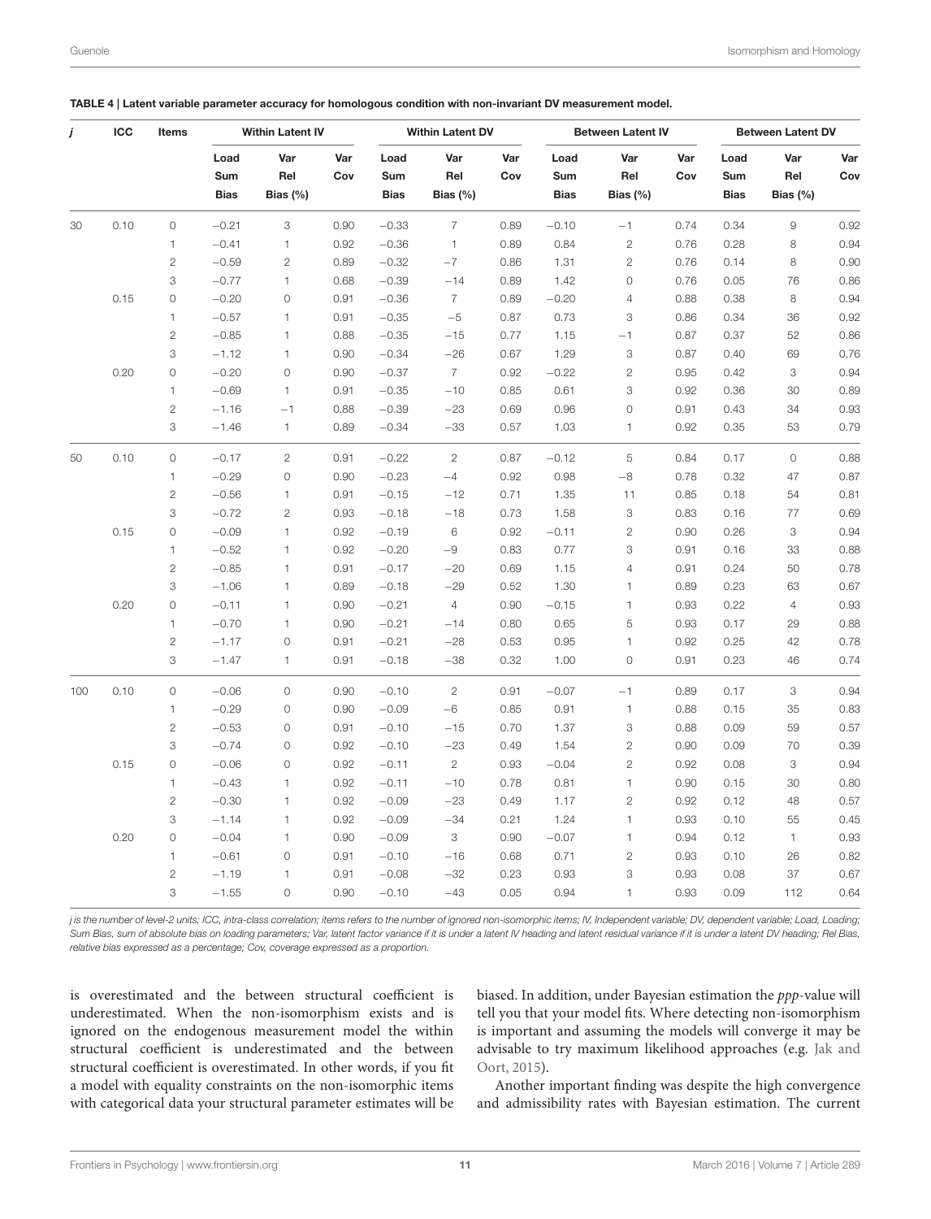**TABLE 4 | Latent variable parameter accuracy for homologous condition with non-invariant DV measurement model.**

| *j* | ICC | Items | Within Latent IV | | | Within Latent DV | | | Between Latent IV | | | Between Latent DV | | |
|---|---|---|---|---|---|---|---|---|---|---|---|---|---|---|
| | | | Load Sum Bias | Var Rel Bias (%) | Var Cov | Load Sum Bias | Var Rel Bias (%) | Var Cov | Load Sum Bias | Var Rel Bias (%) | Var Cov | Load Sum Bias | Var Rel Bias (%) | Var Cov |
| 30 | 0.10 | 0 | −0.21 | 3 | 0.90 | −0.33 | 7 | 0.89 | −0.10 | −1 | 0.74 | 0.34 | 9 | 0.92 |
| | | 1 | −0.41 | 1 | 0.92 | −0.36 | 1 | 0.89 | 0.84 | 2 | 0.76 | 0.28 | 8 | 0.94 |
| | | 2 | −0.59 | 2 | 0.89 | −0.32 | −7 | 0.86 | 1.31 | 2 | 0.76 | 0.14 | 8 | 0.90 |
| | | 3 | −0.77 | 1 | 0.68 | −0.39 | −14 | 0.89 | 1.42 | 0 | 0.76 | 0.05 | 76 | 0.86 |
| | 0.15 | 0 | −0.20 | 0 | 0.91 | −0.36 | 7 | 0.89 | −0.20 | 4 | 0.88 | 0.38 | 8 | 0.94 |
| | | 1 | −0.57 | 1 | 0.91 | −0.35 | −5 | 0.87 | 0.73 | 3 | 0.86 | 0.34 | 36 | 0.92 |
| | | 2 | −0.85 | 1 | 0.88 | −0.35 | −15 | 0.77 | 1.15 | −1 | 0.87 | 0.37 | 52 | 0.86 |
| | | 3 | −1.12 | 1 | 0.90 | −0.34 | −26 | 0.67 | 1.29 | 3 | 0.87 | 0.40 | 69 | 0.76 |
| | 0.20 | 0 | −0.20 | 0 | 0.90 | −0.37 | 7 | 0.92 | −0.22 | 2 | 0.95 | 0.42 | 3 | 0.94 |
| | | 1 | −0.69 | 1 | 0.91 | −0.35 | −10 | 0.85 | 0.61 | 3 | 0.92 | 0.36 | 30 | 0.89 |
| | | 2 | −1.16 | −1 | 0.88 | −0.39 | −23 | 0.69 | 0.96 | 0 | 0.91 | 0.43 | 34 | 0.93 |
| | | 3 | −1.46 | 1 | 0.89 | −0.34 | −33 | 0.57 | 1.03 | 1 | 0.92 | 0.35 | 53 | 0.79 |
| 50 | 0.10 | 0 | −0.17 | 2 | 0.91 | −0.22 | 2 | 0.87 | −0.12 | 5 | 0.84 | 0.17 | 0 | 0.88 |
| | | 1 | −0.29 | 0 | 0.90 | −0.23 | −4 | 0.92 | 0.98 | −8 | 0.78 | 0.32 | 47 | 0.87 |
| | | 2 | −0.56 | 1 | 0.91 | −0.15 | −12 | 0.71 | 1.35 | 11 | 0.85 | 0.18 | 54 | 0.81 |
| | | 3 | −0.72 | 2 | 0.93 | −0.18 | −18 | 0.73 | 1.58 | 3 | 0.83 | 0.16 | 77 | 0.69 |
| | 0.15 | 0 | −0.09 | 1 | 0.92 | −0.19 | 6 | 0.92 | −0.11 | 2 | 0.90 | 0.26 | 3 | 0.94 |
| | | 1 | −0.52 | 1 | 0.92 | −0.20 | −9 | 0.83 | 0.77 | 3 | 0.91 | 0.16 | 33 | 0.88 |
| | | 2 | −0.85 | 1 | 0.91 | −0.17 | −20 | 0.69 | 1.15 | 4 | 0.91 | 0.24 | 50 | 0.78 |
| | | 3 | −1.06 | 1 | 0.89 | −0.18 | −29 | 0.52 | 1.30 | 1 | 0.89 | 0.23 | 63 | 0.67 |
| | 0.20 | 0 | −0.11 | 1 | 0.90 | −0.21 | 4 | 0.90 | −0.15 | 1 | 0.93 | 0.22 | 4 | 0.93 |
| | | 1 | −0.70 | 1 | 0.90 | −0.21 | −14 | 0.80 | 0.65 | 5 | 0.93 | 0.17 | 29 | 0.88 |
| | | 2 | −1.17 | 0 | 0.91 | −0.21 | −28 | 0.53 | 0.95 | 1 | 0.92 | 0.25 | 42 | 0.78 |
| | | 3 | −1.47 | 1 | 0.91 | −0.18 | −38 | 0.32 | 1.00 | 0 | 0.91 | 0.23 | 46 | 0.74 |
| 100 | 0.10 | 0 | −0.06 | 0 | 0.90 | −0.10 | 2 | 0.91 | −0.07 | −1 | 0.89 | 0.17 | 3 | 0.94 |
| | | 1 | −0.29 | 0 | 0.90 | −0.09 | −6 | 0.85 | 0.91 | 1 | 0.88 | 0.15 | 35 | 0.83 |
| | | 2 | −0.53 | 0 | 0.91 | −0.10 | −15 | 0.70 | 1.37 | 3 | 0.88 | 0.09 | 59 | 0.57 |
| | | 3 | −0.74 | 0 | 0.92 | −0.10 | −23 | 0.49 | 1.54 | 2 | 0.90 | 0.09 | 70 | 0.39 |
| | 0.15 | 0 | −0.06 | 0 | 0.92 | −0.11 | 2 | 0.93 | −0.04 | 2 | 0.92 | 0.08 | 3 | 0.94 |
| | | 1 | −0.43 | 1 | 0.92 | −0.11 | −10 | 0.78 | 0.81 | 1 | 0.90 | 0.15 | 30 | 0.80 |
| | | 2 | −0.30 | 1 | 0.92 | −0.09 | −23 | 0.49 | 1.17 | 2 | 0.92 | 0.12 | 48 | 0.57 |
| | | 3 | −1.14 | 1 | 0.92 | −0.09 | −34 | 0.21 | 1.24 | 1 | 0.93 | 0.10 | 55 | 0.45 |
| | 0.20 | 0 | −0.04 | 1 | 0.90 | −0.09 | 3 | 0.90 | −0.07 | 1 | 0.94 | 0.12 | 1 | 0.93 |
| | | 1 | −0.61 | 0 | 0.91 | −0.10 | −16 | 0.68 | 0.71 | 2 | 0.93 | 0.10 | 26 | 0.82 |
| | | 2 | −1.19 | 1 | 0.91 | −0.08 | −32 | 0.23 | 0.93 | 3 | 0.93 | 0.08 | 37 | 0.67 |
| | | 3 | −1.55 | 0 | 0.90 | −0.10 | −43 | 0.05 | 0.94 | 1 | 0.93 | 0.09 | 112 | 0.64 |

*j is the number of level-2 units; ICC, intra-class correlation; items refers to the number of ignored non-isomorphic items; IV, Independent variable; DV, dependent variable; Load, Loading; Sum Bias, sum of absolute bias on loading parameters; Var, latent factor variance if it is under a latent IV heading and latent residual variance if it is under a latent DV heading; Rel Bias, relative bias expressed as a percentage; Cov, coverage expressed as a proportion.*

is overestimated and the between structural coefficient is underestimated. When the non-isomorphism exists and is ignored on the endogenous measurement model the within structural coefficient is underestimated and the between structural coefficient is overestimated. In other words, if you fit a model with equality constraints on the non-isomorphic items with categorical data your structural parameter estimates will be biased. In addition, under Bayesian estimation the *ppp*-value will tell you that your model fits. Where detecting non-isomorphism is important and assuming the models will converge it may be advisable to try maximum likelihood approaches (e.g. Jak and Oort, 2015).

Another important finding was despite the high convergence and admissibility rates with Bayesian estimation. The current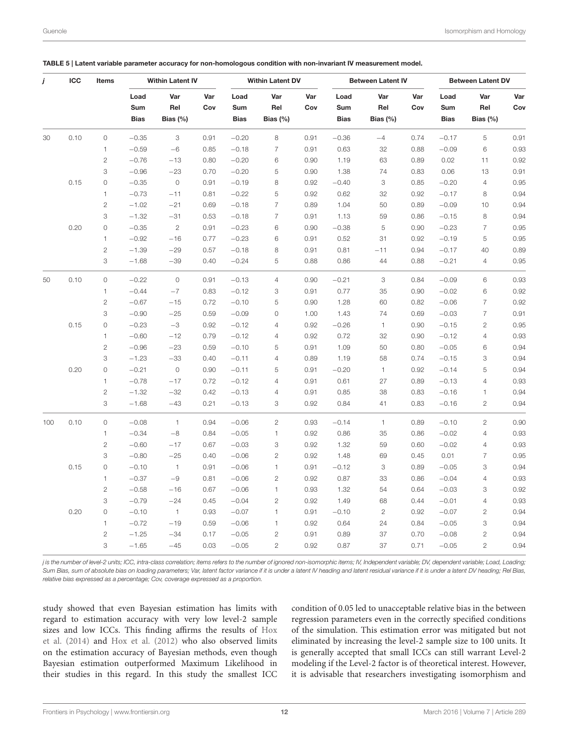**TABLE 5 | Latent variable parameter accuracy for non-homologous condition with non-invariant IV measurement model.**

| *j* | ICC | Items | Within Latent IV | | | Within Latent DV | | | Between Latent IV | | | Between Latent DV | | |
|---|---|---|---|---|---|---|---|---|---|---|---|---|---|---|
| | | | Load Sum Bias | Var Rel Bias (%) | Var Cov | Load Sum Bias | Var Rel Bias (%) | Var Cov | Load Sum Bias | Var Rel Bias (%) | Var Cov | Load Sum Bias | Var Rel Bias (%) | Var Cov |
| 30 | 0.10 | 0 | −0.35 | 3 | 0.91 | −0.20 | 8 | 0.91 | −0.36 | −4 | 0.74 | −0.17 | 5 | 0.91 |
| | | 1 | −0.59 | −6 | 0.85 | −0.18 | 7 | 0.91 | 0.63 | 32 | 0.88 | −0.09 | 6 | 0.93 |
| | | 2 | −0.76 | −13 | 0.80 | −0.20 | 6 | 0.90 | 1.19 | 63 | 0.89 | 0.02 | 11 | 0.92 |
| | | 3 | −0.96 | −23 | 0.70 | −0.20 | 5 | 0.90 | 1.38 | 74 | 0.83 | 0.06 | 13 | 0.91 |
| | 0.15 | 0 | −0.35 | 0 | 0.91 | −0.19 | 8 | 0.92 | −0.40 | 3 | 0.85 | −0.20 | 4 | 0.95 |
| | | 1 | −0.73 | −11 | 0.81 | −0.22 | 5 | 0.92 | 0.62 | 32 | 0.92 | −0.17 | 8 | 0.94 |
| | | 2 | −1.02 | −21 | 0.69 | −0.18 | 7 | 0.89 | 1.04 | 50 | 0.89 | −0.09 | 10 | 0.94 |
| | | 3 | −1.32 | −31 | 0.53 | −0.18 | 7 | 0.91 | 1.13 | 59 | 0.86 | −0.15 | 8 | 0.94 |
| | 0.20 | 0 | −0.35 | 2 | 0.91 | −0.23 | 6 | 0.90 | −0.38 | 5 | 0.90 | −0.23 | 7 | 0.95 |
| | | 1 | −0.92 | −16 | 0.77 | −0.23 | 6 | 0.91 | 0.52 | 31 | 0.92 | −0.19 | 5 | 0.95 |
| | | 2 | −1.39 | −29 | 0.57 | −0.18 | 8 | 0.91 | 0.81 | −11 | 0.94 | −0.17 | 40 | 0.89 |
| | | 3 | −1.68 | −39 | 0.40 | −0.24 | 5 | 0.88 | 0.86 | 44 | 0.88 | −0.21 | 4 | 0.95 |
| 50 | 0.10 | 0 | −0.22 | 0 | 0.91 | −0.13 | 4 | 0.90 | −0.21 | 3 | 0.84 | −0.09 | 6 | 0.93 |
| | | 1 | −0.44 | −7 | 0.83 | −0.12 | 3 | 0.91 | 0.77 | 35 | 0.90 | −0.02 | 6 | 0.92 |
| | | 2 | −0.67 | −15 | 0.72 | −0.10 | 5 | 0.90 | 1.28 | 60 | 0.82 | −0.06 | 7 | 0.92 |
| | | 3 | −0.90 | −25 | 0.59 | −0.09 | 0 | 1.00 | 1.43 | 74 | 0.69 | −0.03 | 7 | 0.91 |
| | 0.15 | 0 | −0.23 | −3 | 0.92 | −0.12 | 4 | 0.92 | −0.26 | 1 | 0.90 | −0.15 | 2 | 0.95 |
| | | 1 | −0.60 | −12 | 0.79 | −0.12 | 4 | 0.92 | 0.72 | 32 | 0.90 | −0.12 | 4 | 0.93 |
| | | 2 | −0.96 | −23 | 0.59 | −0.10 | 5 | 0.91 | 1.09 | 50 | 0.80 | −0.05 | 6 | 0.94 |
| | | 3 | −1.23 | −33 | 0.40 | −0.11 | 4 | 0.89 | 1.19 | 58 | 0.74 | −0.15 | 3 | 0.94 |
| | 0.20 | 0 | −0.21 | 0 | 0.90 | −0.11 | 5 | 0.91 | −0.20 | 1 | 0.92 | −0.14 | 5 | 0.94 |
| | | 1 | −0.78 | −17 | 0.72 | −0.12 | 4 | 0.91 | 0.61 | 27 | 0.89 | −0.13 | 4 | 0.93 |
| | | 2 | −1.32 | −32 | 0.42 | −0.13 | 4 | 0.91 | 0.85 | 38 | 0.83 | −0.16 | 1 | 0.94 |
| | | 3 | −1.68 | −43 | 0.21 | −0.13 | 3 | 0.92 | 0.84 | 41 | 0.83 | −0.16 | 2 | 0.94 |
| 100 | 0.10 | 0 | −0.08 | 1 | 0.94 | −0.06 | 2 | 0.93 | −0.14 | 1 | 0.89 | −0.10 | 2 | 0.90 |
| | | 1 | −0.34 | −8 | 0.84 | −0.05 | 1 | 0.92 | 0.86 | 35 | 0.86 | −0.02 | 4 | 0.93 |
| | | 2 | −0.60 | −17 | 0.67 | −0.03 | 3 | 0.92 | 1.32 | 59 | 0.60 | −0.02 | 4 | 0.93 |
| | | 3 | −0.80 | −25 | 0.40 | −0.06 | 2 | 0.92 | 1.48 | 69 | 0.45 | 0.01 | 7 | 0.95 |
| | 0.15 | 0 | −0.10 | 1 | 0.91 | −0.06 | 1 | 0.91 | −0.12 | 3 | 0.89 | −0.05 | 3 | 0.94 |
| | | 1 | −0.37 | −9 | 0.81 | −0.06 | 2 | 0.92 | 0.87 | 33 | 0.86 | −0.04 | 4 | 0.93 |
| | | 2 | −0.58 | −16 | 0.67 | −0.06 | 1 | 0.93 | 1.32 | 54 | 0.64 | −0.03 | 3 | 0.92 |
| | | 3 | −0.79 | −24 | 0.45 | −0.04 | 2 | 0.92 | 1.49 | 68 | 0.44 | −0.01 | 4 | 0.93 |
| | 0.20 | 0 | −0.10 | 1 | 0.93 | −0.07 | 1 | 0.91 | −0.10 | 2 | 0.92 | −0.07 | 2 | 0.94 |
| | | 1 | −0.72 | −19 | 0.59 | −0.06 | 1 | 0.92 | 0.64 | 24 | 0.84 | −0.05 | 3 | 0.94 |
| | | 2 | −1.25 | −34 | 0.17 | −0.05 | 2 | 0.91 | 0.89 | 37 | 0.70 | −0.08 | 2 | 0.94 |
| | | 3 | −1.65 | −45 | 0.03 | −0.05 | 2 | 0.92 | 0.87 | 37 | 0.71 | −0.05 | 2 | 0.94 |

*j is the number of level-2 units; ICC, intra-class correlation; items refers to the number of ignored non-isomorphic items; IV, Independent variable; DV, dependent variable; Load, Loading; Sum Bias, sum of absolute bias on loading parameters; Var, latent factor variance if it is under a latent IV heading and latent residual variance if it is under a latent DV heading; Rel Bias, relative bias expressed as a percentage; Cov, coverage expressed as a proportion.*

study showed that even Bayesian estimation has limits with regard to estimation accuracy with very low level-2 sample sizes and low ICCs. This finding affirms the results of Hox et al. (2014) and Hox et al. (2012) who also observed limits on the estimation accuracy of Bayesian methods, even though Bayesian estimation outperformed Maximum Likelihood in their studies in this regard. In this study the smallest ICC condition of 0.05 led to unacceptable relative bias in the between regression parameters even in the correctly specified conditions of the simulation. This estimation error was mitigated but not eliminated by increasing the level-2 sample size to 100 units. It is generally accepted that small ICCs can still warrant Level-2 modeling if the Level-2 factor is of theoretical interest. However, it is advisable that researchers investigating isomorphism and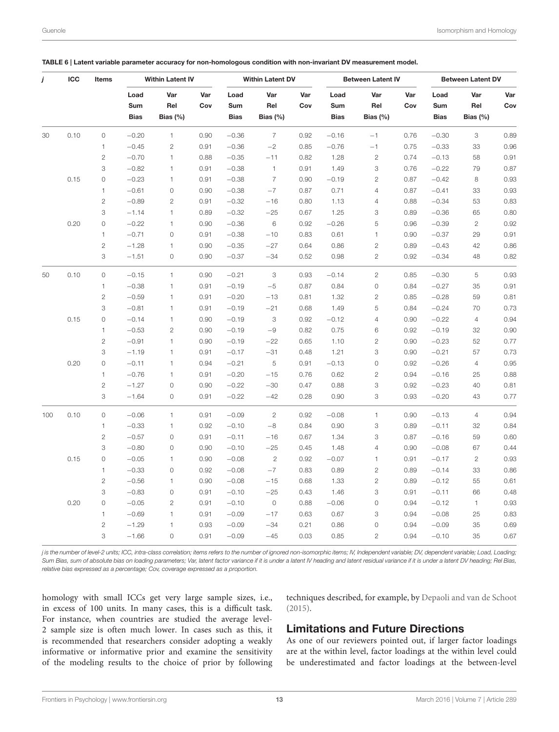**TABLE 6 | Latent variable parameter accuracy for non-homologous condition with non-invariant DV measurement model.**

| *j* | ICC | Items | Within Latent IV | | | Within Latent DV | | | Between Latent IV | | | Between Latent DV | | |
|---|---|---|---|---|---|---|---|---|---|---|---|---|---|---|
| | | | Load Sum Bias | Var Rel Bias (%) | Var Cov | Load Sum Bias | Var Rel Bias (%) | Var Cov | Load Sum Bias | Var Rel Bias (%) | Var Cov | Load Sum Bias | Var Rel Bias (%) | Var Cov |
| 30 | 0.10 | 0 | −0.20 | 1 | 0.90 | −0.36 | 7 | 0.92 | −0.16 | −1 | 0.76 | −0.30 | 3 | 0.89 |
| | | 1 | −0.45 | 2 | 0.91 | −0.36 | −2 | 0.85 | −0.76 | −1 | 0.75 | −0.33 | 33 | 0.96 |
| | | 2 | −0.70 | 1 | 0.88 | −0.35 | −11 | 0.82 | 1.28 | 2 | 0.74 | −0.13 | 58 | 0.91 |
| | | 3 | −0.82 | 1 | 0.91 | −0.38 | 1 | 0.91 | 1.49 | 3 | 0.76 | −0.22 | 79 | 0.87 |
| | 0.15 | 0 | −0.23 | 1 | 0.91 | −0.38 | 7 | 0.90 | −0.19 | 2 | 0.87 | −0.42 | 8 | 0.93 |
| | | 1 | −0.61 | 0 | 0.90 | −0.38 | −7 | 0.87 | 0.71 | 4 | 0.87 | −0.41 | 33 | 0.93 |
| | | 2 | −0.89 | 2 | 0.91 | −0.32 | −16 | 0.80 | 1.13 | 4 | 0.88 | −0.34 | 53 | 0.83 |
| | | 3 | −1.14 | 1 | 0.89 | −0.32 | −25 | 0.67 | 1.25 | 3 | 0.89 | −0.36 | 65 | 0.80 |
| | 0.20 | 0 | −0.22 | 1 | 0.90 | −0.36 | 6 | 0.92 | −0.26 | 5 | 0.96 | −0.39 | 2 | 0.92 |
| | | 1 | −0.71 | 0 | 0.91 | −0.38 | −10 | 0.83 | 0.61 | 1 | 0.90 | −0.37 | 29 | 0.91 |
| | | 2 | −1.28 | 1 | 0.90 | −0.35 | −27 | 0.64 | 0.86 | 2 | 0.89 | −0.43 | 42 | 0.86 |
| | | 3 | −1.51 | 0 | 0.90 | −0.37 | −34 | 0.52 | 0.98 | 2 | 0.92 | −0.34 | 48 | 0.82 |
| 50 | 0.10 | 0 | −0.15 | 1 | 0.90 | −0.21 | 3 | 0.93 | −0.14 | 2 | 0.85 | −0.30 | 5 | 0.93 |
| | | 1 | −0.38 | 1 | 0.91 | −0.19 | −5 | 0.87 | 0.84 | 0 | 0.84 | −0.27 | 35 | 0.91 |
| | | 2 | −0.59 | 1 | 0.91 | −0.20 | −13 | 0.81 | 1.32 | 2 | 0.85 | −0.28 | 59 | 0.81 |
| | | 3 | −0.81 | 1 | 0.91 | −0.19 | −21 | 0.68 | 1.49 | 5 | 0.84 | −0.24 | 70 | 0.73 |
| | 0.15 | 0 | −0.14 | 1 | 0.90 | −0.19 | 3 | 0.92 | −0.12 | 4 | 0.90 | −0.22 | 4 | 0.94 |
| | | 1 | −0.53 | 2 | 0.90 | −0.19 | −9 | 0.82 | 0.75 | 6 | 0.92 | −0.19 | 32 | 0.90 |
| | | 2 | −0.91 | 1 | 0.90 | −0.19 | −22 | 0.65 | 1.10 | 2 | 0.90 | −0.23 | 52 | 0.77 |
| | | 3 | −1.19 | 1 | 0.91 | −0.17 | −31 | 0.48 | 1.21 | 3 | 0.90 | −0.21 | 57 | 0.73 |
| | 0.20 | 0 | −0.11 | 1 | 0.94 | −0.21 | 5 | 0.91 | −0.13 | 0 | 0.92 | −0.26 | 4 | 0.95 |
| | | 1 | −0.76 | 1 | 0.91 | −0.20 | −15 | 0.76 | 0.62 | 2 | 0.94 | −0.16 | 25 | 0.88 |
| | | 2 | −1.27 | 0 | 0.90 | −0.22 | −30 | 0.47 | 0.88 | 3 | 0.92 | −0.23 | 40 | 0.81 |
| | | 3 | −1.64 | 0 | 0.91 | −0.22 | −42 | 0.28 | 0.90 | 3 | 0.93 | −0.20 | 43 | 0.77 |
| 100 | 0.10 | 0 | −0.06 | 1 | 0.91 | −0.09 | 2 | 0.92 | −0.08 | 1 | 0.90 | −0.13 | 4 | 0.94 |
| | | 1 | −0.33 | 1 | 0.92 | −0.10 | −8 | 0.84 | 0.90 | 3 | 0.89 | −0.11 | 32 | 0.84 |
| | | 2 | −0.57 | 0 | 0.91 | −0.11 | −16 | 0.67 | 1.34 | 3 | 0.87 | −0.16 | 59 | 0.60 |
| | | 3 | −0.80 | 0 | 0.90 | −0.10 | −25 | 0.45 | 1.48 | 4 | 0.90 | −0.08 | 67 | 0.44 |
| | 0.15 | 0 | −0.05 | 1 | 0.90 | −0.08 | 2 | 0.92 | −0.07 | 1 | 0.91 | −0.17 | 2 | 0.93 |
| | | 1 | −0.33 | 0 | 0.92 | −0.08 | −7 | 0.83 | 0.89 | 2 | 0.89 | −0.14 | 33 | 0.86 |
| | | 2 | −0.56 | 1 | 0.90 | −0.08 | −15 | 0.68 | 1.33 | 2 | 0.89 | −0.12 | 55 | 0.61 |
| | | 3 | −0.83 | 0 | 0.91 | −0.10 | −25 | 0.43 | 1.46 | 3 | 0.91 | −0.11 | 66 | 0.48 |
| | 0.20 | 0 | −0.05 | 2 | 0.91 | −0.10 | 0 | 0.88 | −0.06 | 0 | 0.94 | −0.12 | 1 | 0.93 |
| | | 1 | −0.69 | 1 | 0.91 | −0.09 | −17 | 0.63 | 0.67 | 3 | 0.94 | −0.08 | 25 | 0.83 |
| | | 2 | −1.29 | 1 | 0.93 | −0.09 | −34 | 0.21 | 0.86 | 0 | 0.94 | −0.09 | 35 | 0.69 |
| | | 3 | −1.66 | 0 | 0.91 | −0.09 | −45 | 0.03 | 0.85 | 2 | 0.94 | −0.10 | 35 | 0.67 |

*j is the number of level-2 units; ICC, intra-class correlation; items refers to the number of ignored non-isomorphic items; IV, Independent variable; DV, dependent variable; Load, Loading; Sum Bias, sum of absolute bias on loading parameters; Var, latent factor variance if it is under a latent IV heading and latent residual variance if it is under a latent DV heading; Rel Bias, relative bias expressed as a percentage; Cov, coverage expressed as a proportion.*

homology with small ICCs get very large sample sizes, i.e., in excess of 100 units. In many cases, this is a difficult task. For instance, when countries are studied the average level-2 sample size is often much lower. In cases such as this, it is recommended that researchers consider adopting a weakly informative or informative prior and examine the sensitivity of the modeling results to the choice of prior by following techniques described, for example, by Depaoli and van de Schoot (2015).

## Limitations and Future Directions

As one of our reviewers pointed out, if larger factor loadings are at the within level, factor loadings at the within level could be underestimated and factor loadings at the between-level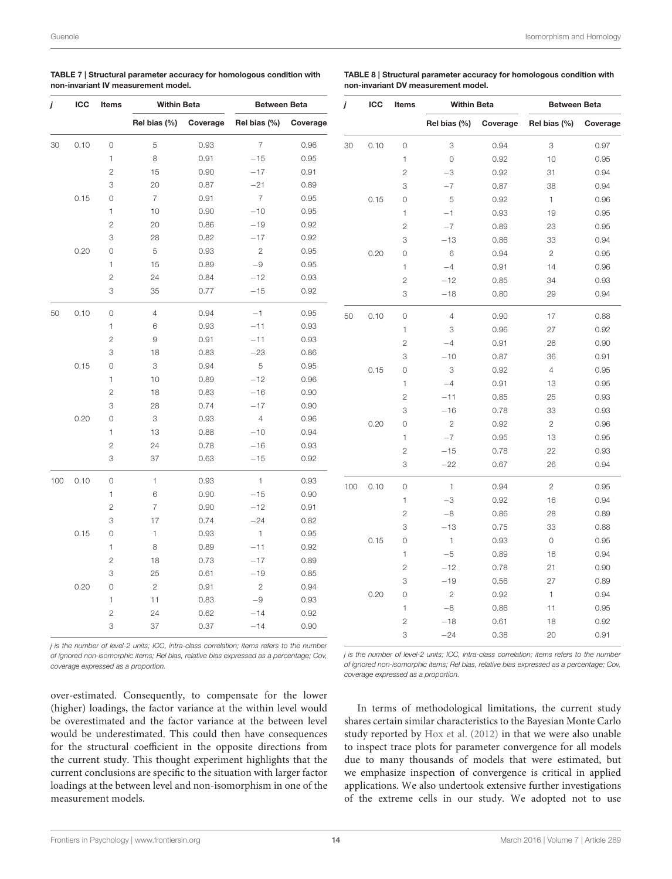**TABLE 7 | Structural parameter accuracy for homologous condition with non-invariant IV measurement model.**

| *j* | ICC | Items | Within Beta | | Between Beta | |
|---|---|---|---|---|---|---|
| | | | Rel bias (%) | Coverage | Rel bias (%) | Coverage |
| 30 | 0.10 | 0 | 5 | 0.93 | 7 | 0.96 |
| | | 1 | 8 | 0.91 | −15 | 0.95 |
| | | 2 | 15 | 0.90 | −17 | 0.91 |
| | | 3 | 20 | 0.87 | −21 | 0.89 |
| | 0.15 | 0 | 7 | 0.91 | 7 | 0.95 |
| | | 1 | 10 | 0.90 | −10 | 0.95 |
| | | 2 | 20 | 0.86 | −19 | 0.92 |
| | | 3 | 28 | 0.82 | −17 | 0.92 |
| | 0.20 | 0 | 5 | 0.93 | 2 | 0.95 |
| | | 1 | 15 | 0.89 | −9 | 0.95 |
| | | 2 | 24 | 0.84 | −12 | 0.93 |
| | | 3 | 35 | 0.77 | −15 | 0.92 |
| 50 | 0.10 | 0 | 4 | 0.94 | −1 | 0.95 |
| | | 1 | 6 | 0.93 | −11 | 0.93 |
| | | 2 | 9 | 0.91 | −11 | 0.93 |
| | | 3 | 18 | 0.83 | −23 | 0.86 |
| | 0.15 | 0 | 3 | 0.94 | 5 | 0.95 |
| | | 1 | 10 | 0.89 | −12 | 0.96 |
| | | 2 | 18 | 0.83 | −16 | 0.90 |
| | | 3 | 28 | 0.74 | −17 | 0.90 |
| | 0.20 | 0 | 3 | 0.93 | 4 | 0.96 |
| | | 1 | 13 | 0.88 | −10 | 0.94 |
| | | 2 | 24 | 0.78 | −16 | 0.93 |
| | | 3 | 37 | 0.63 | −15 | 0.92 |
| 100 | 0.10 | 0 | 1 | 0.93 | 1 | 0.93 |
| | | 1 | 6 | 0.90 | −15 | 0.90 |
| | | 2 | 7 | 0.90 | −12 | 0.91 |
| | | 3 | 17 | 0.74 | −24 | 0.82 |
| | 0.15 | 0 | 1 | 0.93 | 1 | 0.95 |
| | | 1 | 8 | 0.89 | −11 | 0.92 |
| | | 2 | 18 | 0.73 | −17 | 0.89 |
| | | 3 | 25 | 0.61 | −19 | 0.85 |
| | 0.20 | 0 | 2 | 0.91 | 2 | 0.94 |
| | | 1 | 11 | 0.83 | −9 | 0.93 |
| | | 2 | 24 | 0.62 | −14 | 0.92 |
| | | 3 | 37 | 0.37 | −14 | 0.90 |

*j is the number of level-2 units; ICC, intra-class correlation; items refers to the number of ignored non-isomorphic items; Rel bias, relative bias expressed as a percentage; Cov, coverage expressed as a proportion.*

**TABLE 8 | Structural parameter accuracy for homologous condition with non-invariant DV measurement model.**

| *j* | ICC | Items | Within Beta | | Between Beta | |
|---|---|---|---|---|---|---|
| | | | Rel bias (%) | Coverage | Rel bias (%) | Coverage |
| 30 | 0.10 | 0 | 3 | 0.94 | 3 | 0.97 |
| | | 1 | 0 | 0.92 | 10 | 0.95 |
| | | 2 | −3 | 0.92 | 31 | 0.94 |
| | | 3 | −7 | 0.87 | 38 | 0.94 |
| | 0.15 | 0 | 5 | 0.92 | 1 | 0.96 |
| | | 1 | −1 | 0.93 | 19 | 0.95 |
| | | 2 | −7 | 0.89 | 23 | 0.95 |
| | | 3 | −13 | 0.86 | 33 | 0.94 |
| | 0.20 | 0 | 6 | 0.94 | 2 | 0.95 |
| | | 1 | −4 | 0.91 | 14 | 0.96 |
| | | 2 | −12 | 0.85 | 34 | 0.93 |
| | | 3 | −18 | 0.80 | 29 | 0.94 |
| 50 | 0.10 | 0 | 4 | 0.90 | 17 | 0.88 |
| | | 1 | 3 | 0.96 | 27 | 0.92 |
| | | 2 | −4 | 0.91 | 26 | 0.90 |
| | | 3 | −10 | 0.87 | 36 | 0.91 |
| | 0.15 | 0 | 3 | 0.92 | 4 | 0.95 |
| | | 1 | −4 | 0.91 | 13 | 0.95 |
| | | 2 | −11 | 0.85 | 25 | 0.93 |
| | | 3 | −16 | 0.78 | 33 | 0.93 |
| | 0.20 | 0 | 2 | 0.92 | 2 | 0.96 |
| | | 1 | −7 | 0.95 | 13 | 0.95 |
| | | 2 | −15 | 0.78 | 22 | 0.93 |
| | | 3 | −22 | 0.67 | 26 | 0.94 |
| 100 | 0.10 | 0 | 1 | 0.94 | 2 | 0.95 |
| | | 1 | −3 | 0.92 | 16 | 0.94 |
| | | 2 | −8 | 0.86 | 28 | 0.89 |
| | | 3 | −13 | 0.75 | 33 | 0.88 |
| | 0.15 | 0 | 1 | 0.93 | 0 | 0.95 |
| | | 1 | −5 | 0.89 | 16 | 0.94 |
| | | 2 | −12 | 0.78 | 21 | 0.90 |
| | | 3 | −19 | 0.56 | 27 | 0.89 |
| | 0.20 | 0 | 2 | 0.92 | 1 | 0.94 |
| | | 1 | −8 | 0.86 | 11 | 0.95 |
| | | 2 | −18 | 0.61 | 18 | 0.92 |
| | | 3 | −24 | 0.38 | 20 | 0.91 |

*j is the number of level-2 units; ICC, intra-class correlation; items refers to the number of ignored non-isomorphic items; Rel bias, relative bias expressed as a percentage; Cov, coverage expressed as a proportion.*

over-estimated. Consequently, to compensate for the lower (higher) loadings, the factor variance at the within level would be overestimated and the factor variance at the between level would be underestimated. This could then have consequences for the structural coefficient in the opposite directions from the current study. This thought experiment highlights that the current conclusions are specific to the situation with larger factor loadings at the between level and non-isomorphism in one of the measurement models.

In terms of methodological limitations, the current study shares certain similar characteristics to the Bayesian Monte Carlo study reported by Hox et al. (2012) in that we were also unable to inspect trace plots for parameter convergence for all models due to many thousands of models that were estimated, but we emphasize inspection of convergence is critical in applied applications. We also undertook extensive further investigations of the extreme cells in our study. We adopted not to use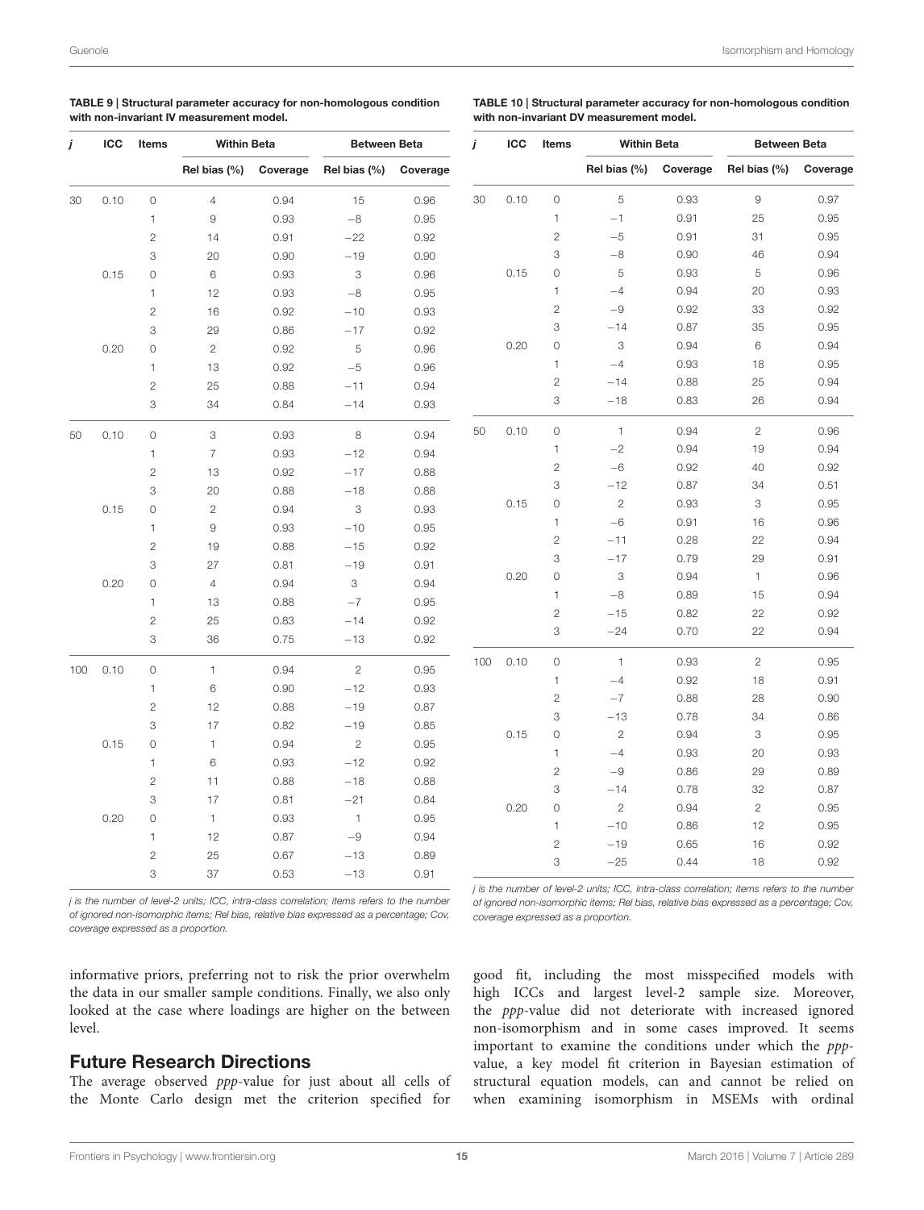**TABLE 9 | Structural parameter accuracy for non-homologous condition with non-invariant IV measurement model.**

| *j* | ICC | Items | Within Beta | | Between Beta | |
|---|---|---|---|---|---|---|
| | | | Rel bias (%) | Coverage | Rel bias (%) | Coverage |
| 30 | 0.10 | 0 | 4 | 0.94 | 15 | 0.96 |
| | | 1 | 9 | 0.93 | −8 | 0.95 |
| | | 2 | 14 | 0.91 | −22 | 0.92 |
| | | 3 | 20 | 0.90 | −19 | 0.90 |
| | 0.15 | 0 | 6 | 0.93 | 3 | 0.96 |
| | | 1 | 12 | 0.93 | −8 | 0.95 |
| | | 2 | 16 | 0.92 | −10 | 0.93 |
| | | 3 | 29 | 0.86 | −17 | 0.92 |
| | 0.20 | 0 | 2 | 0.92 | 5 | 0.96 |
| | | 1 | 13 | 0.92 | −5 | 0.96 |
| | | 2 | 25 | 0.88 | −11 | 0.94 |
| | | 3 | 34 | 0.84 | −14 | 0.93 |
| 50 | 0.10 | 0 | 3 | 0.93 | 8 | 0.94 |
| | | 1 | 7 | 0.93 | −12 | 0.94 |
| | | 2 | 13 | 0.92 | −17 | 0.88 |
| | | 3 | 20 | 0.88 | −18 | 0.88 |
| | 0.15 | 0 | 2 | 0.94 | 3 | 0.93 |
| | | 1 | 9 | 0.93 | −10 | 0.95 |
| | | 2 | 19 | 0.88 | −15 | 0.92 |
| | | 3 | 27 | 0.81 | −19 | 0.91 |
| | 0.20 | 0 | 4 | 0.94 | 3 | 0.94 |
| | | 1 | 13 | 0.88 | −7 | 0.95 |
| | | 2 | 25 | 0.83 | −14 | 0.92 |
| | | 3 | 36 | 0.75 | −13 | 0.92 |
| 100 | 0.10 | 0 | 1 | 0.94 | 2 | 0.95 |
| | | 1 | 6 | 0.90 | −12 | 0.93 |
| | | 2 | 12 | 0.88 | −19 | 0.87 |
| | | 3 | 17 | 0.82 | −19 | 0.85 |
| | 0.15 | 0 | 1 | 0.94 | 2 | 0.95 |
| | | 1 | 6 | 0.93 | −12 | 0.92 |
| | | 2 | 11 | 0.88 | −18 | 0.88 |
| | | 3 | 17 | 0.81 | −21 | 0.84 |
| | 0.20 | 0 | 1 | 0.93 | 1 | 0.95 |
| | | 1 | 12 | 0.87 | −9 | 0.94 |
| | | 2 | 25 | 0.67 | −13 | 0.89 |
| | | 3 | 37 | 0.53 | −13 | 0.91 |

*j is the number of level-2 units; ICC, intra-class correlation; items refers to the number of ignored non-isomorphic items; Rel bias, relative bias expressed as a percentage; Cov, coverage expressed as a proportion.*

**TABLE 10 | Structural parameter accuracy for non-homologous condition with non-invariant DV measurement model.**

| *j* | ICC | Items | Within Beta | | Between Beta | |
|---|---|---|---|---|---|---|
| | | | Rel bias (%) | Coverage | Rel bias (%) | Coverage |
| 30 | 0.10 | 0 | 5 | 0.93 | 9 | 0.97 |
| | | 1 | −1 | 0.91 | 25 | 0.95 |
| | | 2 | −5 | 0.91 | 31 | 0.95 |
| | | 3 | −8 | 0.90 | 46 | 0.94 |
| | 0.15 | 0 | 5 | 0.93 | 5 | 0.96 |
| | | 1 | −4 | 0.94 | 20 | 0.93 |
| | | 2 | −9 | 0.92 | 33 | 0.92 |
| | | 3 | −14 | 0.87 | 35 | 0.95 |
| | 0.20 | 0 | 3 | 0.94 | 6 | 0.94 |
| | | 1 | −4 | 0.93 | 18 | 0.95 |
| | | 2 | −14 | 0.88 | 25 | 0.94 |
| | | 3 | −18 | 0.83 | 26 | 0.94 |
| 50 | 0.10 | 0 | 1 | 0.94 | 2 | 0.96 |
| | | 1 | −2 | 0.94 | 19 | 0.94 |
| | | 2 | −6 | 0.92 | 40 | 0.92 |
| | | 3 | −12 | 0.87 | 34 | 0.51 |
| | 0.15 | 0 | 2 | 0.93 | 3 | 0.95 |
| | | 1 | −6 | 0.91 | 16 | 0.96 |
| | | 2 | −11 | 0.28 | 22 | 0.94 |
| | | 3 | −17 | 0.79 | 29 | 0.91 |
| | 0.20 | 0 | 3 | 0.94 | 1 | 0.96 |
| | | 1 | −8 | 0.89 | 15 | 0.94 |
| | | 2 | −15 | 0.82 | 22 | 0.92 |
| | | 3 | −24 | 0.70 | 22 | 0.94 |
| 100 | 0.10 | 0 | 1 | 0.93 | 2 | 0.95 |
| | | 1 | −4 | 0.92 | 18 | 0.91 |
| | | 2 | −7 | 0.88 | 28 | 0.90 |
| | | 3 | −13 | 0.78 | 34 | 0.86 |
| | 0.15 | 0 | 2 | 0.94 | 3 | 0.95 |
| | | 1 | −4 | 0.93 | 20 | 0.93 |
| | | 2 | −9 | 0.86 | 29 | 0.89 |
| | | 3 | −14 | 0.78 | 32 | 0.87 |
| | 0.20 | 0 | 2 | 0.94 | 2 | 0.95 |
| | | 1 | −10 | 0.86 | 12 | 0.95 |
| | | 2 | −19 | 0.65 | 16 | 0.92 |
| | | 3 | −25 | 0.44 | 18 | 0.92 |

*j is the number of level-2 units; ICC, intra-class correlation; items refers to the number of ignored non-isomorphic items; Rel bias, relative bias expressed as a percentage; Cov, coverage expressed as a proportion.*

informative priors, preferring not to risk the prior overwhelm the data in our smaller sample conditions. Finally, we also only looked at the case where loadings are higher on the between level.

## Future Research Directions

The average observed *ppp*-value for just about all cells of the Monte Carlo design met the criterion specified for good fit, including the most misspecified models with high ICCs and largest level-2 sample size. Moreover, the *ppp*-value did not deteriorate with increased ignored non-isomorphism and in some cases improved. It seems important to examine the conditions under which the *ppp*-value, a key model fit criterion in Bayesian estimation of structural equation models, can and cannot be relied on when examining isomorphism in MSEMs with ordinal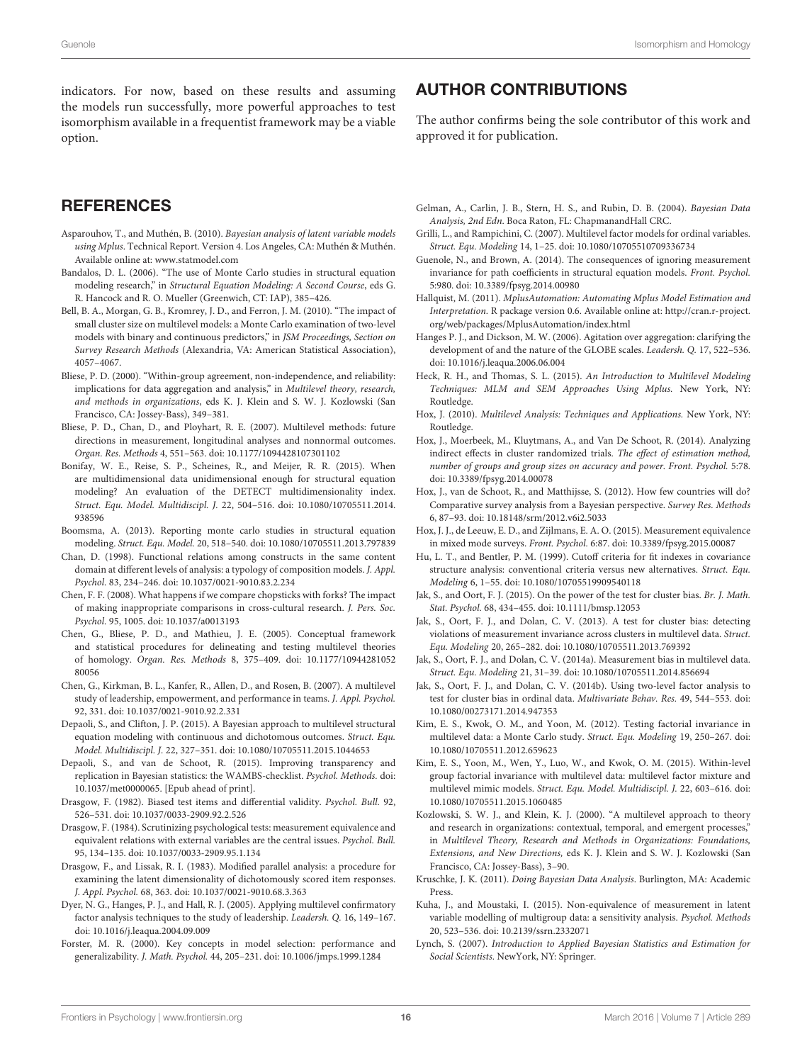indicators. For now, based on these results and assuming the models run successfully, more powerful approaches to test isomorphism available in a frequentist framework may be a viable option.

## AUTHOR CONTRIBUTIONS

The author confirms being the sole contributor of this work and approved it for publication.

## REFERENCES

Asparouhov, T., and Muthén, B. (2010). *Bayesian analysis of latent variable models using Mplus*. Technical Report. Version 4. Los Angeles, CA: Muthén & Muthén. Available online at: www.statmodel.com

Bandalos, D. L. (2006). "The use of Monte Carlo studies in structural equation modeling research," in *Structural Equation Modeling: A Second Course*, eds G. R. Hancock and R. O. Mueller (Greenwich, CT: IAP), 385–426.

Bell, B. A., Morgan, G. B., Kromrey, J. D., and Ferron, J. M. (2010). "The impact of small cluster size on multilevel models: a Monte Carlo examination of two-level models with binary and continuous predictors," in *JSM Proceedings, Section on Survey Research Methods* (Alexandria, VA: American Statistical Association), 4057–4067.

Bliese, P. D. (2000). "Within-group agreement, non-independence, and reliability: implications for data aggregation and analysis," in *Multilevel theory, research, and methods in organizations*, eds K. J. Klein and S. W. J. Kozlowski (San Francisco, CA: Jossey-Bass), 349–381.

Bliese, P. D., Chan, D., and Ployhart, R. E. (2007). Multilevel methods: future directions in measurement, longitudinal analyses and nonnormal outcomes. *Organ. Res. Methods* 4, 551–563. doi: 10.1177/1094428107301102

Bonifay, W. E., Reise, S. P., Scheines, R., and Meijer, R. R. (2015). When are multidimensional data unidimensional enough for structural equation modeling? An evaluation of the DETECT multidimensionality index. *Struct. Equ. Model. Multidiscipl. J.* 22, 504–516. doi: 10.1080/10705511.2014.938596

Boomsma, A. (2013). Reporting monte carlo studies in structural equation modeling. *Struct. Equ. Model.* 20, 518–540. doi: 10.1080/10705511.2013.797839

Chan, D. (1998). Functional relations among constructs in the same content domain at different levels of analysis: a typology of composition models. *J. Appl. Psychol.* 83, 234–246. doi: 10.1037/0021-9010.83.2.234

Chen, F. F. (2008). What happens if we compare chopsticks with forks? The impact of making inappropriate comparisons in cross-cultural research. *J. Pers. Soc. Psychol.* 95, 1005. doi: 10.1037/a0013193

Chen, G., Bliese, P. D., and Mathieu, J. E. (2005). Conceptual framework and statistical procedures for delineating and testing multilevel theories of homology. *Organ. Res. Methods* 8, 375–409. doi: 10.1177/1094428105280056

Chen, G., Kirkman, B. L., Kanfer, R., Allen, D., and Rosen, B. (2007). A multilevel study of leadership, empowerment, and performance in teams. *J. Appl. Psychol.* 92, 331. doi: 10.1037/0021-9010.92.2.331

Depaoli, S., and Clifton, J. P. (2015). A Bayesian approach to multilevel structural equation modeling with continuous and dichotomous outcomes. *Struct. Equ. Model. Multidiscipl. J.* 22, 327–351. doi: 10.1080/10705511.2015.1044653

Depaoli, S., and van de Schoot, R. (2015). Improving transparency and replication in Bayesian statistics: the WAMBS-checklist. *Psychol. Methods*. doi: 10.1037/met0000065. [Epub ahead of print].

Drasgow, F. (1982). Biased test items and differential validity. *Psychol. Bull.* 92, 526–531. doi: 10.1037/0033-2909.92.2.526

Drasgow, F. (1984). Scrutinizing psychological tests: measurement equivalence and equivalent relations with external variables are the central issues. *Psychol. Bull.* 95, 134–135. doi: 10.1037/0033-2909.95.1.134

Drasgow, F., and Lissak, R. I. (1983). Modified parallel analysis: a procedure for examining the latent dimensionality of dichotomously scored item responses. *J. Appl. Psychol.* 68, 363. doi: 10.1037/0021-9010.68.3.363

Dyer, N. G., Hanges, P. J., and Hall, R. J. (2005). Applying multilevel confirmatory factor analysis techniques to the study of leadership. *Leadersh. Q.* 16, 149–167. doi: 10.1016/j.leaqua.2004.09.009

Forster, M. R. (2000). Key concepts in model selection: performance and generalizability. *J. Math. Psychol.* 44, 205–231. doi: 10.1006/jmps.1999.1284

Gelman, A., Carlin, J. B., Stern, H. S., and Rubin, D. B. (2004). *Bayesian Data Analysis, 2nd Edn.* Boca Raton, FL: ChapmanandHall CRC.

Grilli, L., and Rampichini, C. (2007). Multilevel factor models for ordinal variables. *Struct. Equ. Modeling* 14, 1–25. doi: 10.1080/10705510709336734

Guenole, N., and Brown, A. (2014). The consequences of ignoring measurement invariance for path coefficients in structural equation models. *Front. Psychol.* 5:980. doi: 10.3389/fpsyg.2014.00980

Hallquist, M. (2011). *MplusAutomation: Automating Mplus Model Estimation and Interpretation.* R package version 0.6. Available online at: http://cran.r-project.org/web/packages/MplusAutomation/index.html

Hanges P. J., and Dickson, M. W. (2006). Agitation over aggregation: clarifying the development of and the nature of the GLOBE scales. *Leadersh. Q.* 17, 522–536. doi: 10.1016/j.leaqua.2006.06.004

Heck, R. H., and Thomas, S. L. (2015). *An Introduction to Multilevel Modeling Techniques: MLM and SEM Approaches Using Mplus.* New York, NY: Routledge.

Hox, J. (2010). *Multilevel Analysis: Techniques and Applications.* New York, NY: Routledge.

Hox, J., Moerbeek, M., Kluytmans, A., and Van De Schoot, R. (2014). Analyzing indirect effects in cluster randomized trials. *The effect of estimation method, number of groups and group sizes on accuracy and power. Front. Psychol.* 5:78. doi: 10.3389/fpsyg.2014.00078

Hox, J., van de Schoot, R., and Matthijsse, S. (2012). How few countries will do? Comparative survey analysis from a Bayesian perspective. *Survey Res. Methods* 6, 87–93. doi: 10.18148/srm/2012.v6i2.5033

Hox, J. J., de Leeuw, E. D., and Zijlmans, E. A. O. (2015). Measurement equivalence in mixed mode surveys. *Front. Psychol.* 6:87. doi: 10.3389/fpsyg.2015.00087

Hu, L. T., and Bentler, P. M. (1999). Cutoff criteria for fit indexes in covariance structure analysis: conventional criteria versus new alternatives. *Struct. Equ. Modeling* 6, 1–55. doi: 10.1080/10705519909540118

Jak, S., and Oort, F. J. (2015). On the power of the test for cluster bias. *Br. J. Math. Stat. Psychol.* 68, 434–455. doi: 10.1111/bmsp.12053

Jak, S., Oort, F. J., and Dolan, C. V. (2013). A test for cluster bias: detecting violations of measurement invariance across clusters in multilevel data. *Struct. Equ. Modeling* 20, 265–282. doi: 10.1080/10705511.2013.769392

Jak, S., Oort, F. J., and Dolan, C. V. (2014a). Measurement bias in multilevel data. *Struct. Equ. Modeling* 21, 31–39. doi: 10.1080/10705511.2014.856694

Jak, S., Oort, F. J., and Dolan, C. V. (2014b). Using two-level factor analysis to test for cluster bias in ordinal data. *Multivariate Behav. Res.* 49, 544–553. doi: 10.1080/00273171.2014.947353

Kim, E. S., Kwok, O. M., and Yoon, M. (2012). Testing factorial invariance in multilevel data: a Monte Carlo study. *Struct. Equ. Modeling* 19, 250–267. doi: 10.1080/10705511.2012.659623

Kim, E. S., Yoon, M., Wen, Y., Luo, W., and Kwok, O. M. (2015). Within-level group factorial invariance with multilevel data: multilevel factor mixture and multilevel mimic models. *Struct. Equ. Model. Multidiscipl. J.* 22, 603–616. doi: 10.1080/10705511.2015.1060485

Kozlowski, S. W. J., and Klein, K. J. (2000). "A multilevel approach to theory and research in organizations: contextual, temporal, and emergent processes," in *Multilevel Theory, Research and Methods in Organizations: Foundations, Extensions, and New Directions,* eds K. J. Klein and S. W. J. Kozlowski (San Francisco, CA: Jossey-Bass), 3–90.

Kruschke, J. K. (2011). *Doing Bayesian Data Analysis*. Burlington, MA: Academic Press.

Kuha, J., and Moustaki, I. (2015). Non-equivalence of measurement in latent variable modelling of multigroup data: a sensitivity analysis. *Psychol. Methods* 20, 523–536. doi: 10.2139/ssrn.2332071

Lynch, S. (2007). *Introduction to Applied Bayesian Statistics and Estimation for Social Scientists*. NewYork, NY: Springer.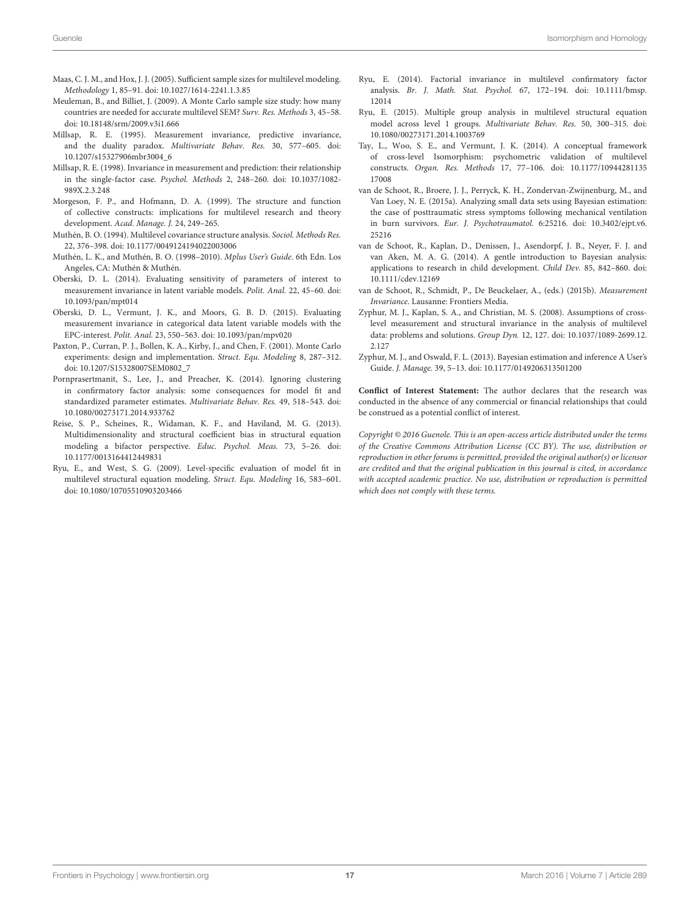Maas, C. J. M., and Hox, J. J. (2005). Sufficient sample sizes for multilevel modeling. *Methodology* 1, 85–91. doi: 10.1027/1614-2241.1.3.85

Meuleman, B., and Billiet, J. (2009). A Monte Carlo sample size study: how many countries are needed for accurate multilevel SEM? *Surv. Res. Methods* 3, 45–58. doi: 10.18148/srm/2009.v3i1.666

Millsap, R. E. (1995). Measurement invariance, predictive invariance, and the duality paradox. *Multivariate Behav. Res.* 30, 577–605. doi: 10.1207/s15327906mbr3004_6

Millsap, R. E. (1998). Invariance in measurement and prediction: their relationship in the single-factor case. *Psychol. Methods* 2, 248–260. doi: 10.1037/1082-989X.2.3.248

Morgeson, F. P., and Hofmann, D. A. (1999). The structure and function of collective constructs: implications for multilevel research and theory development. *Acad. Manage. J.* 24, 249–265.

Muthén, B. O. (1994). Multilevel covariance structure analysis. *Sociol. Methods Res.* 22, 376–398. doi: 10.1177/0049124194022003006

Muthén, L. K., and Muthén, B. O. (1998–2010). *Mplus User's Guide*. 6th Edn. Los Angeles, CA: Muthén & Muthén.

Oberski, D. L. (2014). Evaluating sensitivity of parameters of interest to measurement invariance in latent variable models. *Polit. Anal.* 22, 45–60. doi: 10.1093/pan/mpt014

Oberski, D. L., Vermunt, J. K., and Moors, G. B. D. (2015). Evaluating measurement invariance in categorical data latent variable models with the EPC-interest. *Polit. Anal.* 23, 550–563. doi: 10.1093/pan/mpv020

Paxton, P., Curran, P. J., Bollen, K. A., Kirby, J., and Chen, F. (2001). Monte Carlo experiments: design and implementation. *Struct. Equ. Modeling* 8, 287–312. doi: 10.1207/S15328007SEM0802_7

Pornprasertmanit, S., Lee, J., and Preacher, K. (2014). Ignoring clustering in confirmatory factor analysis: some consequences for model fit and standardized parameter estimates. *Multivariate Behav. Res.* 49, 518–543. doi: 10.1080/00273171.2014.933762

Reise, S. P., Scheines, R., Widaman, K. F., and Haviland, M. G. (2013). Multidimensionality and structural coefficient bias in structural equation modeling a bifactor perspective. *Educ. Psychol. Meas.* 73, 5–26. doi: 10.1177/0013164412449831

Ryu, E., and West, S. G. (2009). Level-specific evaluation of model fit in multilevel structural equation modeling. *Struct. Equ. Modeling* 16, 583–601. doi: 10.1080/10705510903203466

Ryu, E. (2014). Factorial invariance in multilevel confirmatory factor analysis. *Br. J. Math. Stat. Psychol.* 67, 172–194. doi: 10.1111/bmsp.12014

Ryu, E. (2015). Multiple group analysis in multilevel structural equation model across level 1 groups. *Multivariate Behav. Res.* 50, 300–315. doi: 10.1080/00273171.2014.1003769

Tay, L., Woo, S. E., and Vermunt, J. K. (2014). A conceptual framework of cross-level Isomorphism: psychometric validation of multilevel constructs. *Organ. Res. Methods* 17, 77–106. doi: 10.1177/1094428113517008

van de Schoot, R., Broere, J. J., Perryck, K. H., Zondervan-Zwijnenburg, M., and Van Loey, N. E. (2015a). Analyzing small data sets using Bayesian estimation: the case of posttraumatic stress symptoms following mechanical ventilation in burn survivors. *Eur. J. Psychotraumatol.* 6:25216. doi: 10.3402/ejpt.v6.25216

van de Schoot, R., Kaplan, D., Denissen, J., Asendorpf, J. B., Neyer, F. J. and van Aken, M. A. G. (2014). A gentle introduction to Bayesian analysis: applications to research in child development. *Child Dev.* 85, 842–860. doi: 10.1111/cdev.12169

van de Schoot, R., Schmidt, P., De Beuckelaer, A., (eds.) (2015b). *Measurement Invariance*. Lausanne: Frontiers Media.

Zyphur, M. J., Kaplan, S. A., and Christian, M. S. (2008). Assumptions of cross-level measurement and structural invariance in the analysis of multilevel data: problems and solutions. *Group Dyn.* 12, 127. doi: 10.1037/1089-2699.12.2.127

Zyphur, M. J., and Oswald, F. L. (2013). Bayesian estimation and inference A User's Guide. *J. Manage.* 39, 5–13. doi: 10.1177/0149206313501200

**Conflict of Interest Statement:** The author declares that the research was conducted in the absence of any commercial or financial relationships that could be construed as a potential conflict of interest.

*Copyright © 2016 Guenole. This is an open-access article distributed under the terms of the Creative Commons Attribution License (CC BY). The use, distribution or reproduction in other forums is permitted, provided the original author(s) or licensor are credited and that the original publication in this journal is cited, in accordance with accepted academic practice. No use, distribution or reproduction is permitted which does not comply with these terms.*